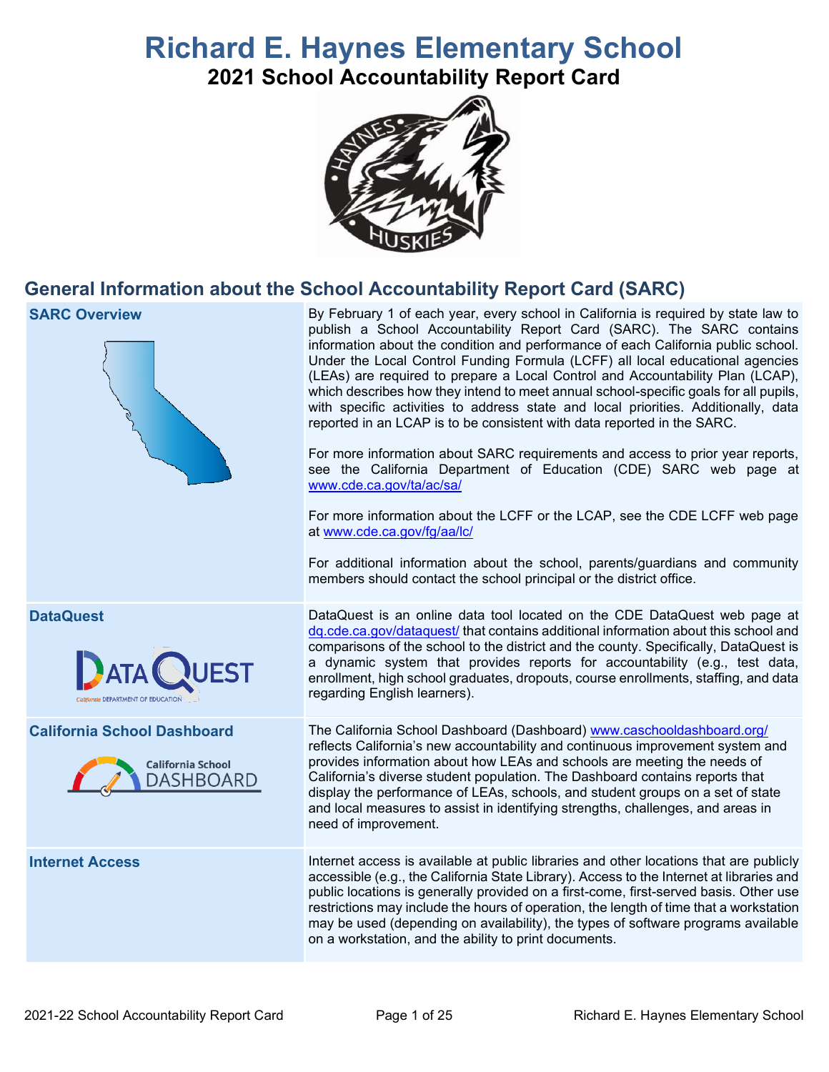# Richard E. Haynes Elementary School

## 2021 School Accountability Report Card

## General Information about the School Accountability Report Card (SARC)

| | |
|---|---|
| **SARC Overview** | By February 1 of each year, every school in California is required by state law to publish a School Accountability Report Card (SARC). The SARC contains information about the condition and performance of each California public school. Under the Local Control Funding Formula (LCFF) all local educational agencies (LEAs) are required to prepare a Local Control and Accountability Plan (LCAP), which describes how they intend to meet annual school-specific goals for all pupils, with specific activities to address state and local priorities. Additionally, data reported in an LCAP is to be consistent with data reported in the SARC. <br><br> For more information about SARC requirements and access to prior year reports, see the California Department of Education (CDE) SARC web page at www.cde.ca.gov/ta/ac/sa/ <br><br> For more information about the LCFF or the LCAP, see the CDE LCFF web page at www.cde.ca.gov/fg/aa/lc/ <br><br> For additional information about the school, parents/guardians and community members should contact the school principal or the district office. |
| **DataQuest** | DataQuest is an online data tool located on the CDE DataQuest web page at dq.cde.ca.gov/dataquest/ that contains additional information about this school and comparisons of the school to the district and the county. Specifically, DataQuest is a dynamic system that provides reports for accountability (e.g., test data, enrollment, high school graduates, dropouts, course enrollments, staffing, and data regarding English learners). |
| **California School Dashboard** | The California School Dashboard (Dashboard) www.caschooldashboard.org/ reflects California's new accountability and continuous improvement system and provides information about how LEAs and schools are meeting the needs of California's diverse student population. The Dashboard contains reports that display the performance of LEAs, schools, and student groups on a set of state and local measures to assist in identifying strengths, challenges, and areas in need of improvement. |
| **Internet Access** | Internet access is available at public libraries and other locations that are publicly accessible (e.g., the California State Library). Access to the Internet at libraries and public locations is generally provided on a first-come, first-served basis. Other use restrictions may include the hours of operation, the length of time that a workstation may be used (depending on availability), the types of software programs available on a workstation, and the ability to print documents. |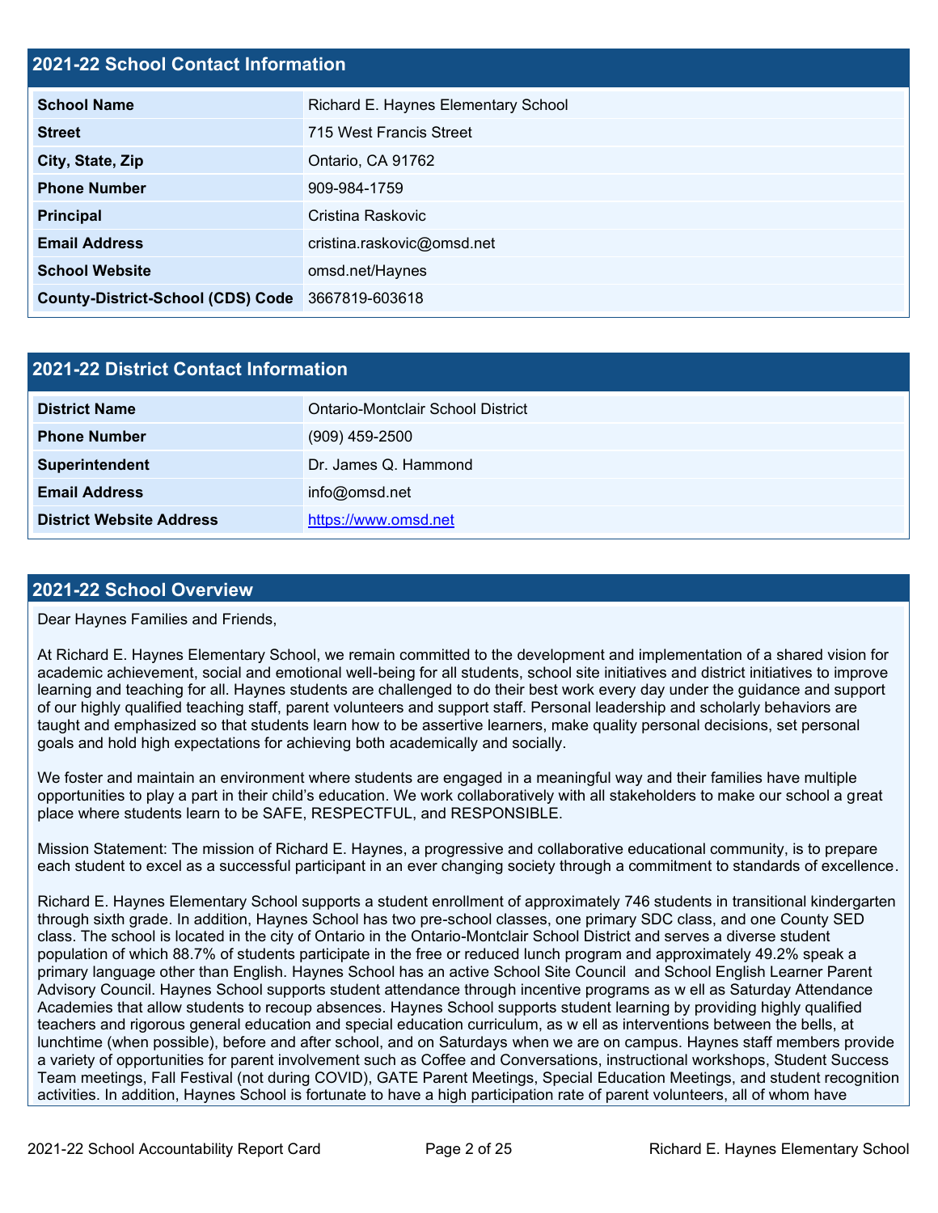## 2021-22 School Contact Information

| 2021-22 School Contact Information | |
|---|---|
| **School Name** | Richard E. Haynes Elementary School |
| **Street** | 715 West Francis Street |
| **City, State, Zip** | Ontario, CA 91762 |
| **Phone Number** | 909-984-1759 |
| **Principal** | Cristina Raskovic |
| **Email Address** | cristina.raskovic@omsd.net |
| **School Website** | omsd.net/Haynes |
| **County-District-School (CDS) Code** | 3667819-603618 |

## 2021-22 District Contact Information

| 2021-22 District Contact Information | |
|---|---|
| **District Name** | Ontario-Montclair School District |
| **Phone Number** | (909) 459-2500 |
| **Superintendent** | Dr. James Q. Hammond |
| **Email Address** | info@omsd.net |
| **District Website Address** | https://www.omsd.net |

## 2021-22 School Overview

Dear Haynes Families and Friends,

At Richard E. Haynes Elementary School, we remain committed to the development and implementation of a shared vision for academic achievement, social and emotional well-being for all students, school site initiatives and district initiatives to improve learning and teaching for all. Haynes students are challenged to do their best work every day under the guidance and support of our highly qualified teaching staff, parent volunteers and support staff. Personal leadership and scholarly behaviors are taught and emphasized so that students learn how to be assertive learners, make quality personal decisions, set personal goals and hold high expectations for achieving both academically and socially.

We foster and maintain an environment where students are engaged in a meaningful way and their families have multiple opportunities to play a part in their child's education. We work collaboratively with all stakeholders to make our school a great place where students learn to be SAFE, RESPECTFUL, and RESPONSIBLE.

Mission Statement: The mission of Richard E. Haynes, a progressive and collaborative educational community, is to prepare each student to excel as a successful participant in an ever changing society through a commitment to standards of excellence.

Richard E. Haynes Elementary School supports a student enrollment of approximately 746 students in transitional kindergarten through sixth grade. In addition, Haynes School has two pre-school classes, one primary SDC class, and one County SED class. The school is located in the city of Ontario in the Ontario-Montclair School District and serves a diverse student population of which 88.7% of students participate in the free or reduced lunch program and approximately 49.2% speak a primary language other than English. Haynes School has an active School Site Council and School English Learner Parent Advisory Council. Haynes School supports student attendance through incentive programs as w ell as Saturday Attendance Academies that allow students to recoup absences. Haynes School supports student learning by providing highly qualified teachers and rigorous general education and special education curriculum, as w ell as interventions between the bells, at lunchtime (when possible), before and after school, and on Saturdays when we are on campus. Haynes staff members provide a variety of opportunities for parent involvement such as Coffee and Conversations, instructional workshops, Student Success Team meetings, Fall Festival (not during COVID), GATE Parent Meetings, Special Education Meetings, and student recognition activities. In addition, Haynes School is fortunate to have a high participation rate of parent volunteers, all of whom have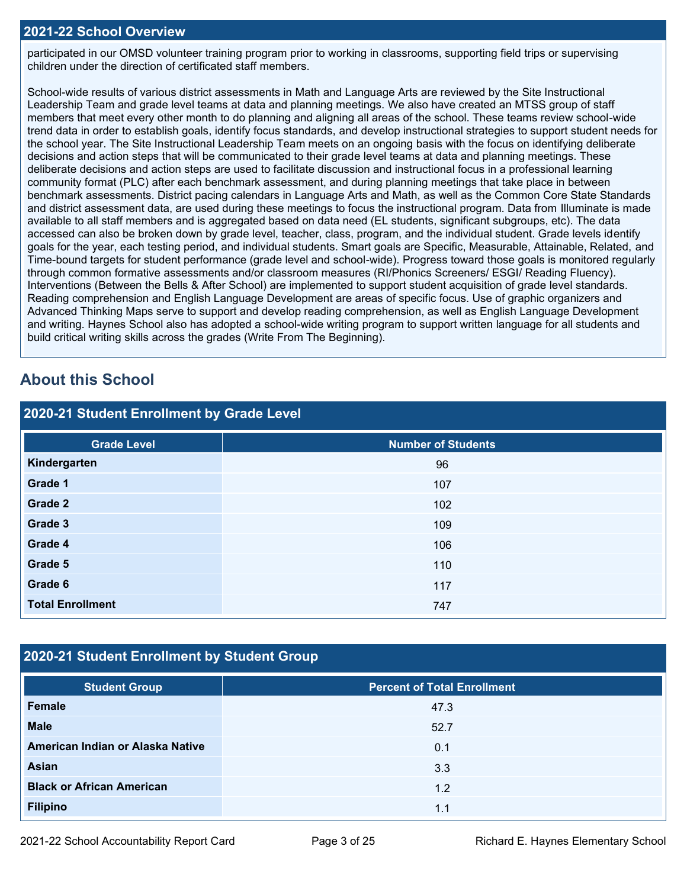## 2021-22 School Overview

participated in our OMSD volunteer training program prior to working in classrooms, supporting field trips or supervising children under the direction of certificated staff members.

School-wide results of various district assessments in Math and Language Arts are reviewed by the Site Instructional Leadership Team and grade level teams at data and planning meetings. We also have created an MTSS group of staff members that meet every other month to do planning and aligning all areas of the school. These teams review school-wide trend data in order to establish goals, identify focus standards, and develop instructional strategies to support student needs for the school year. The Site Instructional Leadership Team meets on an ongoing basis with the focus on identifying deliberate decisions and action steps that will be communicated to their grade level teams at data and planning meetings. These deliberate decisions and action steps are used to facilitate discussion and instructional focus in a professional learning community format (PLC) after each benchmark assessment, and during planning meetings that take place in between benchmark assessments. District pacing calendars in Language Arts and Math, as well as the Common Core State Standards and district assessment data, are used during these meetings to focus the instructional program. Data from Illuminate is made available to all staff members and is aggregated based on data need (EL students, significant subgroups, etc). The data accessed can also be broken down by grade level, teacher, class, program, and the individual student. Grade levels identify goals for the year, each testing period, and individual students. Smart goals are Specific, Measurable, Attainable, Related, and Time-bound targets for student performance (grade level and school-wide). Progress toward those goals is monitored regularly through common formative assessments and/or classroom measures (RI/Phonics Screeners/ ESGI/ Reading Fluency). Interventions (Between the Bells & After School) are implemented to support student acquisition of grade level standards. Reading comprehension and English Language Development are areas of specific focus. Use of graphic organizers and Advanced Thinking Maps serve to support and develop reading comprehension, as well as English Language Development and writing. Haynes School also has adopted a school-wide writing program to support written language for all students and build critical writing skills across the grades (Write From The Beginning).

# About this School

## 2020-21 Student Enrollment by Grade Level

| Grade Level | Number of Students |
|---|---|
| Kindergarten | 96 |
| Grade 1 | 107 |
| Grade 2 | 102 |
| Grade 3 | 109 |
| Grade 4 | 106 |
| Grade 5 | 110 |
| Grade 6 | 117 |
| Total Enrollment | 747 |

## 2020-21 Student Enrollment by Student Group

| Student Group | Percent of Total Enrollment |
|---|---|
| Female | 47.3 |
| Male | 52.7 |
| American Indian or Alaska Native | 0.1 |
| Asian | 3.3 |
| Black or African American | 1.2 |
| Filipino | 1.1 |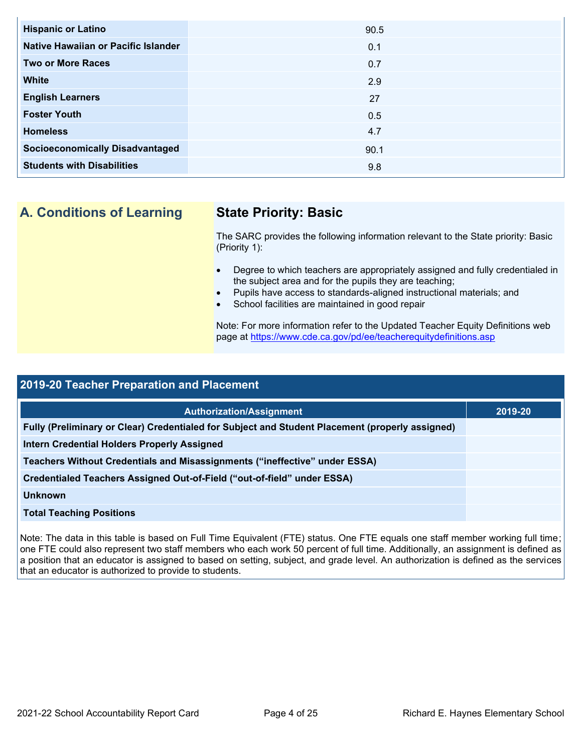| | |
|---|---|
| **Hispanic or Latino** | 90.5 |
| **Native Hawaiian or Pacific Islander** | 0.1 |
| **Two or More Races** | 0.7 |
| **White** | 2.9 |
| **English Learners** | 27 |
| **Foster Youth** | 0.5 |
| **Homeless** | 4.7 |
| **Socioeconomically Disadvantaged** | 90.1 |
| **Students with Disabilities** | 9.8 |

## A. Conditions of Learning

### State Priority: Basic

The SARC provides the following information relevant to the State priority: Basic (Priority 1):

- Degree to which teachers are appropriately assigned and fully credentialed in the subject area and for the pupils they are teaching;
- Pupils have access to standards-aligned instructional materials; and
- School facilities are maintained in good repair

Note: For more information refer to the Updated Teacher Equity Definitions web page at https://www.cde.ca.gov/pd/ee/teacherequitydefinitions.asp

### 2019-20 Teacher Preparation and Placement

| Authorization/Assignment | 2019-20 |
|---|---|
| **Fully (Preliminary or Clear) Credentialed for Subject and Student Placement (properly assigned)** | |
| **Intern Credential Holders Properly Assigned** | |
| **Teachers Without Credentials and Misassignments ("ineffective" under ESSA)** | |
| **Credentialed Teachers Assigned Out-of-Field ("out-of-field" under ESSA)** | |
| **Unknown** | |
| **Total Teaching Positions** | |

Note: The data in this table is based on Full Time Equivalent (FTE) status. One FTE equals one staff member working full time; one FTE could also represent two staff members who each work 50 percent of full time. Additionally, an assignment is defined as a position that an educator is assigned to based on setting, subject, and grade level. An authorization is defined as the services that an educator is authorized to provide to students.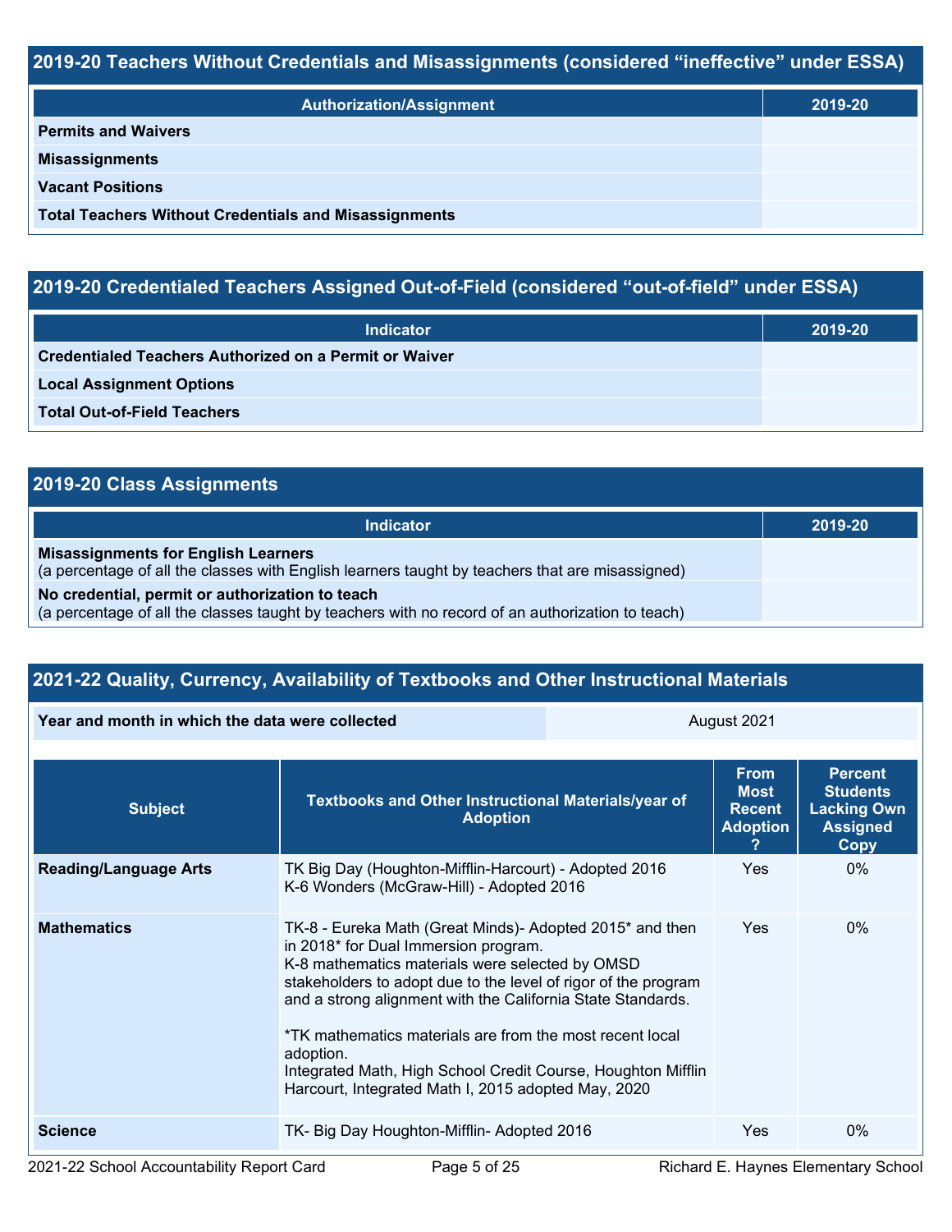## 2019-20 Teachers Without Credentials and Misassignments (considered “ineffective” under ESSA)

| Authorization/Assignment | 2019-20 |
|---|---|
| **Permits and Waivers** | |
| **Misassignments** | |
| **Vacant Positions** | |
| **Total Teachers Without Credentials and Misassignments** | |

## 2019-20 Credentialed Teachers Assigned Out-of-Field (considered “out-of-field” under ESSA)

| Indicator | 2019-20 |
|---|---|
| **Credentialed Teachers Authorized on a Permit or Waiver** | |
| **Local Assignment Options** | |
| **Total Out-of-Field Teachers** | |

## 2019-20 Class Assignments

| Indicator | 2019-20 |
|---|---|
| **Misassignments for English Learners** (a percentage of all the classes with English learners taught by teachers that are misassigned) | |
| **No credential, permit or authorization to teach** (a percentage of all the classes taught by teachers with no record of an authorization to teach) | |

## 2021-22 Quality, Currency, Availability of Textbooks and Other Instructional Materials

| Year and month in which the data were collected | August 2021 |
|---|---|

| Subject | Textbooks and Other Instructional Materials/year of Adoption | From Most Recent Adoption ? | Percent Students Lacking Own Assigned Copy |
|---|---|---|---|
| **Reading/Language Arts** | TK Big Day (Houghton-Mifflin-Harcourt) - Adopted 2016<br>K-6 Wonders (McGraw-Hill) - Adopted 2016 | Yes | 0% |
| **Mathematics** | TK-8 - Eureka Math (Great Minds)- Adopted 2015* and then in 2018* for Dual Immersion program.<br>K-8 mathematics materials were selected by OMSD stakeholders to adopt due to the level of rigor of the program and a strong alignment with the California State Standards.<br><br>*TK mathematics materials are from the most recent local adoption.<br>Integrated Math, High School Credit Course, Houghton Mifflin Harcourt, Integrated Math I, 2015 adopted May, 2020 | Yes | 0% |
| **Science** | TK- Big Day Houghton-Mifflin- Adopted 2016 | Yes | 0% |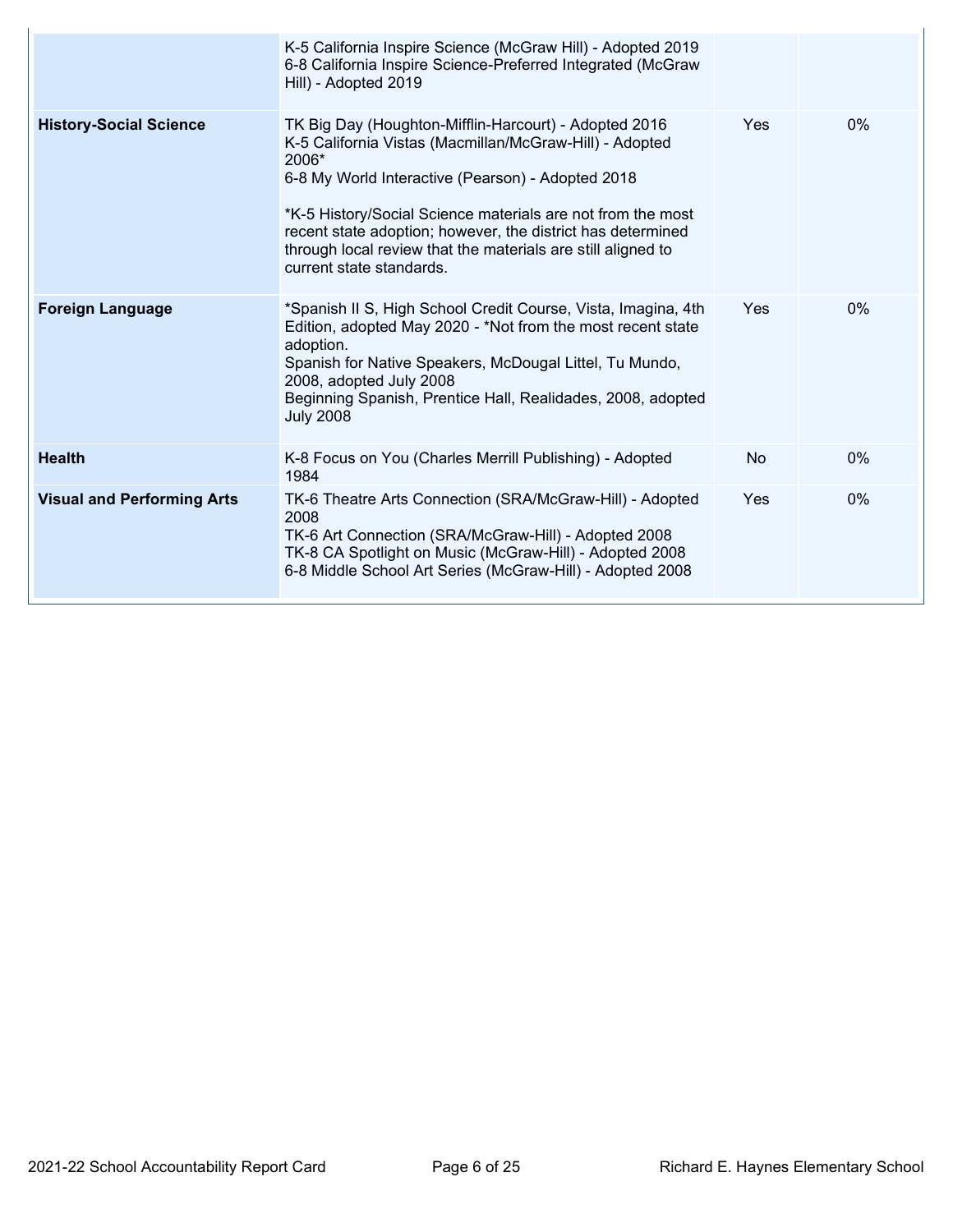| | | | |
|---|---|---|---|
| | K-5 California Inspire Science (McGraw Hill) - Adopted 2019<br>6-8 California Inspire Science-Preferred Integrated (McGraw Hill) - Adopted 2019 | | |
| **History-Social Science** | TK Big Day (Houghton-Mifflin-Harcourt) - Adopted 2016<br>K-5 California Vistas (Macmillan/McGraw-Hill) - Adopted 2006*<br>6-8 My World Interactive (Pearson) - Adopted 2018<br><br>*K-5 History/Social Science materials are not from the most recent state adoption; however, the district has determined through local review that the materials are still aligned to current state standards. | Yes | 0% |
| **Foreign Language** | *Spanish II S, High School Credit Course, Vista, Imagina, 4th Edition, adopted May 2020 - *Not from the most recent state adoption.<br>Spanish for Native Speakers, McDougal Littel, Tu Mundo, 2008, adopted July 2008<br>Beginning Spanish, Prentice Hall, Realidades, 2008, adopted July 2008 | Yes | 0% |
| **Health** | K-8 Focus on You (Charles Merrill Publishing) - Adopted 1984 | No | 0% |
| **Visual and Performing Arts** | TK-6 Theatre Arts Connection (SRA/McGraw-Hill) - Adopted 2008<br>TK-6 Art Connection (SRA/McGraw-Hill) - Adopted 2008<br>TK-8 CA Spotlight on Music (McGraw-Hill) - Adopted 2008<br>6-8 Middle School Art Series (McGraw-Hill) - Adopted 2008 | Yes | 0% |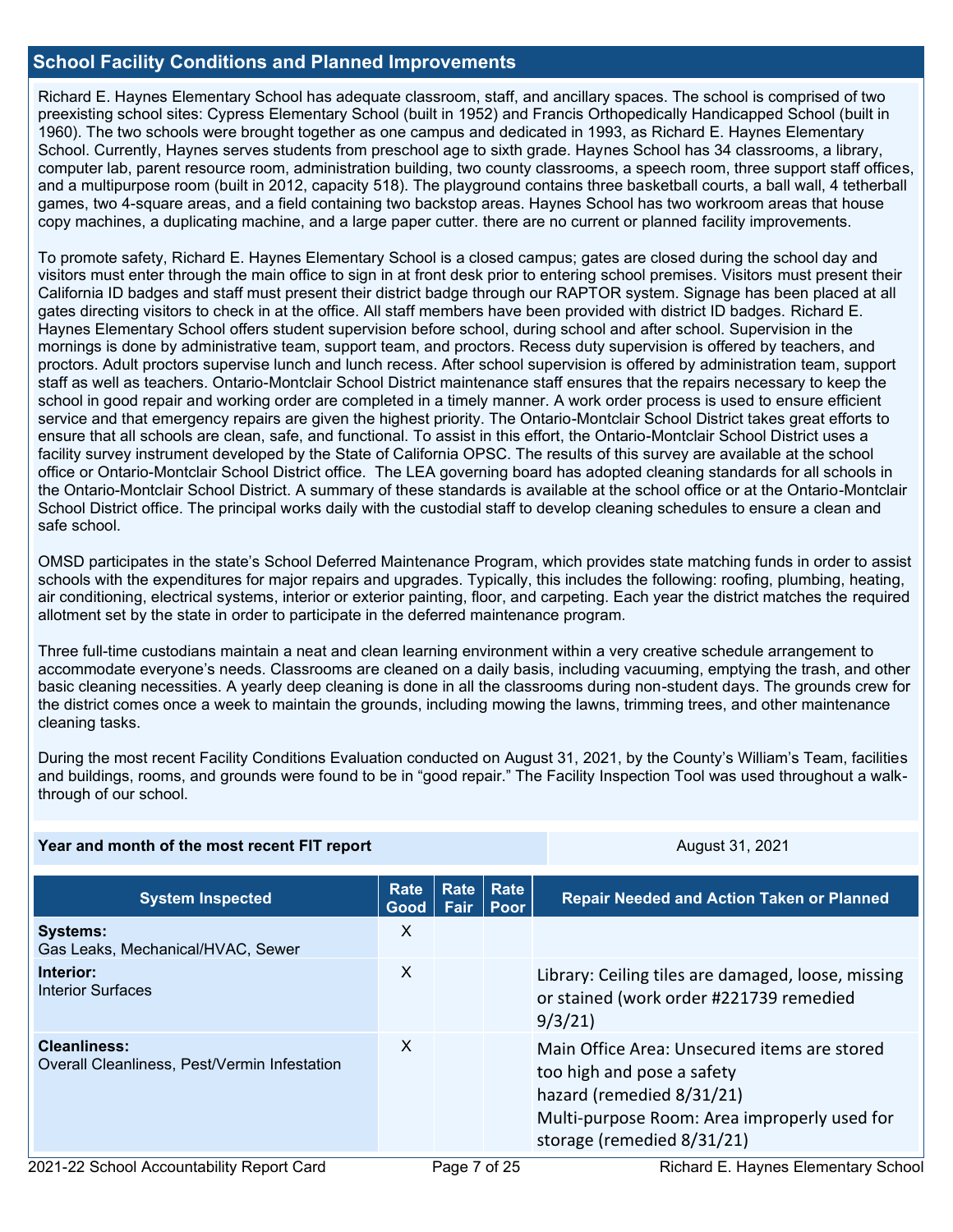## School Facility Conditions and Planned Improvements

Richard E. Haynes Elementary School has adequate classroom, staff, and ancillary spaces. The school is comprised of two preexisting school sites: Cypress Elementary School (built in 1952) and Francis Orthopedically Handicapped School (built in 1960). The two schools were brought together as one campus and dedicated in 1993, as Richard E. Haynes Elementary School. Currently, Haynes serves students from preschool age to sixth grade. Haynes School has 34 classrooms, a library, computer lab, parent resource room, administration building, two county classrooms, a speech room, three support staff offices, and a multipurpose room (built in 2012, capacity 518). The playground contains three basketball courts, a ball wall, 4 tetherball games, two 4-square areas, and a field containing two backstop areas. Haynes School has two workroom areas that house copy machines, a duplicating machine, and a large paper cutter. there are no current or planned facility improvements.

To promote safety, Richard E. Haynes Elementary School is a closed campus; gates are closed during the school day and visitors must enter through the main office to sign in at front desk prior to entering school premises. Visitors must present their California ID badges and staff must present their district badge through our RAPTOR system. Signage has been placed at all gates directing visitors to check in at the office. All staff members have been provided with district ID badges. Richard E. Haynes Elementary School offers student supervision before school, during school and after school. Supervision in the mornings is done by administrative team, support team, and proctors. Recess duty supervision is offered by teachers, and proctors. Adult proctors supervise lunch and lunch recess. After school supervision is offered by administration team, support staff as well as teachers. Ontario-Montclair School District maintenance staff ensures that the repairs necessary to keep the school in good repair and working order are completed in a timely manner. A work order process is used to ensure efficient service and that emergency repairs are given the highest priority. The Ontario-Montclair School District takes great efforts to ensure that all schools are clean, safe, and functional. To assist in this effort, the Ontario-Montclair School District uses a facility survey instrument developed by the State of California OPSC. The results of this survey are available at the school office or Ontario-Montclair School District office. The LEA governing board has adopted cleaning standards for all schools in the Ontario-Montclair School District. A summary of these standards is available at the school office or at the Ontario-Montclair School District office. The principal works daily with the custodial staff to develop cleaning schedules to ensure a clean and safe school.

OMSD participates in the state's School Deferred Maintenance Program, which provides state matching funds in order to assist schools with the expenditures for major repairs and upgrades. Typically, this includes the following: roofing, plumbing, heating, air conditioning, electrical systems, interior or exterior painting, floor, and carpeting. Each year the district matches the required allotment set by the state in order to participate in the deferred maintenance program.

Three full-time custodians maintain a neat and clean learning environment within a very creative schedule arrangement to accommodate everyone's needs. Classrooms are cleaned on a daily basis, including vacuuming, emptying the trash, and other basic cleaning necessities. A yearly deep cleaning is done in all the classrooms during non-student days. The grounds crew for the district comes once a week to maintain the grounds, including mowing the lawns, trimming trees, and other maintenance cleaning tasks.

During the most recent Facility Conditions Evaluation conducted on August 31, 2021, by the County's William's Team, facilities and buildings, rooms, and grounds were found to be in "good repair." The Facility Inspection Tool was used throughout a walk-through of our school.

| Year and month of the most recent FIT report | August 31, 2021 |
|---|---|

| System Inspected | Rate Good | Rate Fair | Rate Poor | Repair Needed and Action Taken or Planned |
|---|---|---|---|---|
| **Systems:** Gas Leaks, Mechanical/HVAC, Sewer | X | | | |
| **Interior:** Interior Surfaces | X | | | Library: Ceiling tiles are damaged, loose, missing or stained (work order #221739 remedied 9/3/21) |
| **Cleanliness:** Overall Cleanliness, Pest/Vermin Infestation | X | | | Main Office Area: Unsecured items are stored too high and pose a safety hazard (remedied 8/31/21) Multi-purpose Room: Area improperly used for storage (remedied 8/31/21) |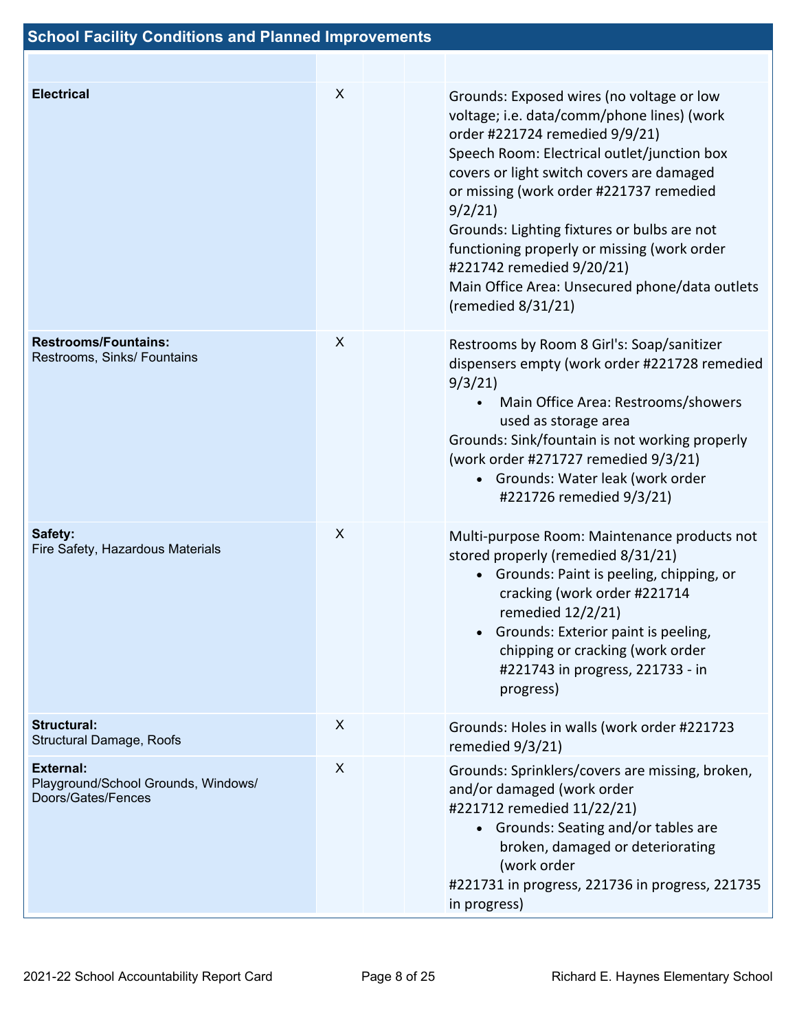## School Facility Conditions and Planned Improvements

| | | | | |
|---|---|---|---|---|
| **Electrical** | X | | | Grounds: Exposed wires (no voltage or low voltage; i.e. data/comm/phone lines) (work order #221724 remedied 9/9/21)<br>Speech Room: Electrical outlet/junction box covers or light switch covers are damaged or missing (work order #221737 remedied 9/2/21)<br>Grounds: Lighting fixtures or bulbs are not functioning properly or missing (work order #221742 remedied 9/20/21)<br>Main Office Area: Unsecured phone/data outlets (remedied 8/31/21) |
| **Restrooms/Fountains:**<br>Restrooms, Sinks/ Fountains | X | | | Restrooms by Room 8 Girl's: Soap/sanitizer dispensers empty (work order #221728 remedied 9/3/21)<br>• Main Office Area: Restrooms/showers used as storage area<br>Grounds: Sink/fountain is not working properly (work order #271727 remedied 9/3/21)<br>• Grounds: Water leak (work order #221726 remedied 9/3/21) |
| **Safety:**<br>Fire Safety, Hazardous Materials | X | | | Multi-purpose Room: Maintenance products not stored properly (remedied 8/31/21)<br>• Grounds: Paint is peeling, chipping, or cracking (work order #221714 remedied 12/2/21)<br>• Grounds: Exterior paint is peeling, chipping or cracking (work order #221743 in progress, 221733 - in progress) |
| **Structural:**<br>Structural Damage, Roofs | X | | | Grounds: Holes in walls (work order #221723 remedied 9/3/21) |
| **External:**<br>Playground/School Grounds, Windows/ Doors/Gates/Fences | X | | | Grounds: Sprinklers/covers are missing, broken, and/or damaged (work order #221712 remedied 11/22/21)<br>• Grounds: Seating and/or tables are broken, damaged or deteriorating (work order #221731 in progress, 221736 in progress, 221735 in progress) |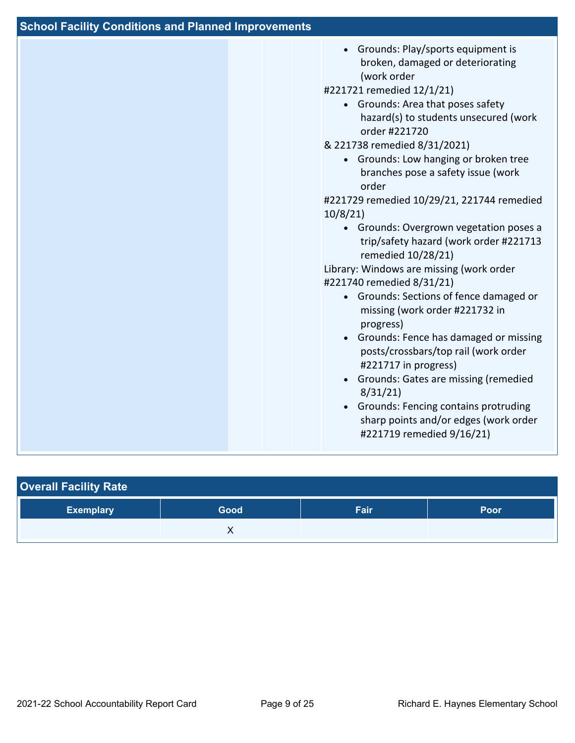## School Facility Conditions and Planned Improvements

| | | | | |
|---|---|---|---|---|
| | | | | • Grounds: Play/sports equipment is broken, damaged or deteriorating (work order #221721 remedied 12/1/21)<br>• Grounds: Area that poses safety hazard(s) to students unsecured (work order #221720 & 221738 remedied 8/31/2021)<br>• Grounds: Low hanging or broken tree branches pose a safety issue (work order #221729 remedied 10/29/21, 221744 remedied 10/8/21)<br>• Grounds: Overgrown vegetation poses a trip/safety hazard (work order #221713 remedied 10/28/21)<br>Library: Windows are missing (work order #221740 remedied 8/31/21)<br>• Grounds: Sections of fence damaged or missing (work order #221732 in progress)<br>• Grounds: Fence has damaged or missing posts/crossbars/top rail (work order #221717 in progress)<br>• Grounds: Gates are missing (remedied 8/31/21)<br>• Grounds: Fencing contains protruding sharp points and/or edges (work order #221719 remedied 9/16/21) |

## Overall Facility Rate

| Exemplary | Good | Fair | Poor |
|---|---|---|---|
| | X | | |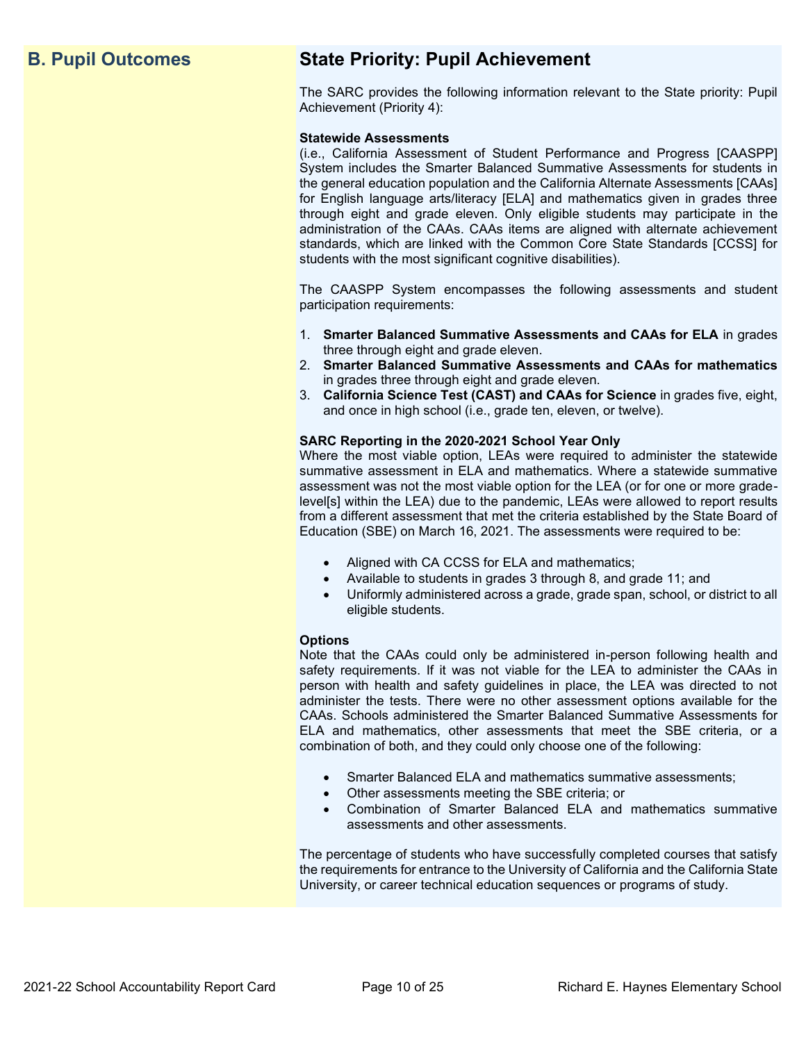## B. Pupil Outcomes

## State Priority: Pupil Achievement

The SARC provides the following information relevant to the State priority: Pupil Achievement (Priority 4):

**Statewide Assessments**
(i.e., California Assessment of Student Performance and Progress [CAASPP] System includes the Smarter Balanced Summative Assessments for students in the general education population and the California Alternate Assessments [CAAs] for English language arts/literacy [ELA] and mathematics given in grades three through eight and grade eleven. Only eligible students may participate in the administration of the CAAs. CAAs items are aligned with alternate achievement standards, which are linked with the Common Core State Standards [CCSS] for students with the most significant cognitive disabilities).

The CAASPP System encompasses the following assessments and student participation requirements:

1. **Smarter Balanced Summative Assessments and CAAs for ELA** in grades three through eight and grade eleven.
2. **Smarter Balanced Summative Assessments and CAAs for mathematics** in grades three through eight and grade eleven.
3. **California Science Test (CAST) and CAAs for Science** in grades five, eight, and once in high school (i.e., grade ten, eleven, or twelve).

**SARC Reporting in the 2020-2021 School Year Only**
Where the most viable option, LEAs were required to administer the statewide summative assessment in ELA and mathematics. Where a statewide summative assessment was not the most viable option for the LEA (or for one or more grade-level[s] within the LEA) due to the pandemic, LEAs were allowed to report results from a different assessment that met the criteria established by the State Board of Education (SBE) on March 16, 2021. The assessments were required to be:

- Aligned with CA CCSS for ELA and mathematics;
- Available to students in grades 3 through 8, and grade 11; and
- Uniformly administered across a grade, grade span, school, or district to all eligible students.

**Options**
Note that the CAAs could only be administered in-person following health and safety requirements. If it was not viable for the LEA to administer the CAAs in person with health and safety guidelines in place, the LEA was directed to not administer the tests. There were no other assessment options available for the CAAs. Schools administered the Smarter Balanced Summative Assessments for ELA and mathematics, other assessments that meet the SBE criteria, or a combination of both, and they could only choose one of the following:

- Smarter Balanced ELA and mathematics summative assessments;
- Other assessments meeting the SBE criteria; or
- Combination of Smarter Balanced ELA and mathematics summative assessments and other assessments.

The percentage of students who have successfully completed courses that satisfy the requirements for entrance to the University of California and the California State University, or career technical education sequences or programs of study.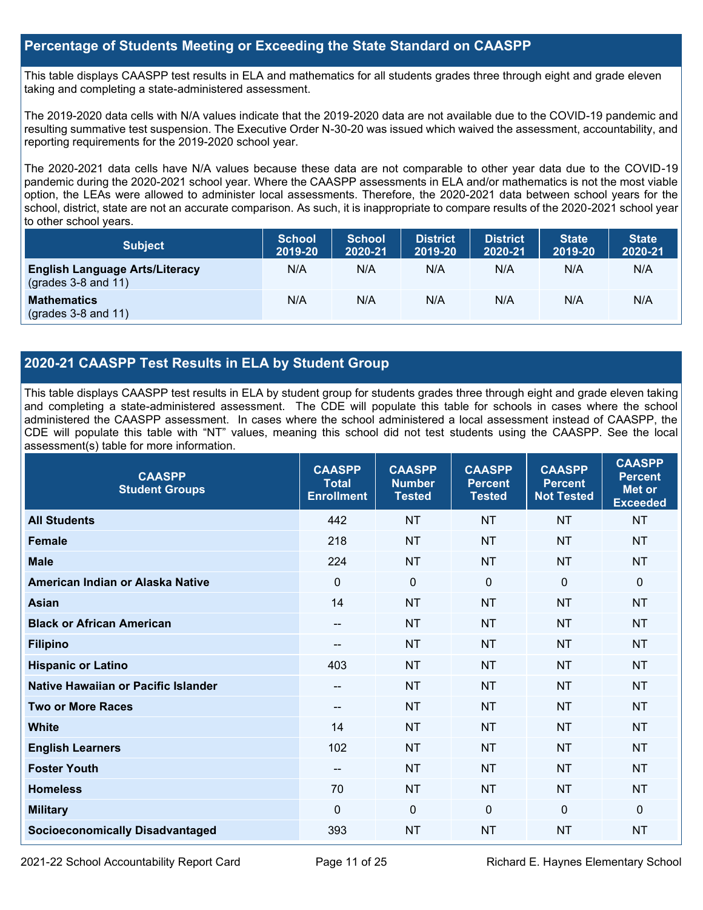## Percentage of Students Meeting or Exceeding the State Standard on CAASPP

This table displays CAASPP test results in ELA and mathematics for all students grades three through eight and grade eleven taking and completing a state-administered assessment.

The 2019-2020 data cells with N/A values indicate that the 2019-2020 data are not available due to the COVID-19 pandemic and resulting summative test suspension. The Executive Order N-30-20 was issued which waived the assessment, accountability, and reporting requirements for the 2019-2020 school year.

The 2020-2021 data cells have N/A values because these data are not comparable to other year data due to the COVID-19 pandemic during the 2020-2021 school year. Where the CAASPP assessments in ELA and/or mathematics is not the most viable option, the LEAs were allowed to administer local assessments. Therefore, the 2020-2021 data between school years for the school, district, state are not an accurate comparison. As such, it is inappropriate to compare results of the 2020-2021 school year to other school years.

| Subject | School 2019-20 | School 2020-21 | District 2019-20 | District 2020-21 | State 2019-20 | State 2020-21 |
|---|---|---|---|---|---|---|
| **English Language Arts/Literacy** (grades 3-8 and 11) | N/A | N/A | N/A | N/A | N/A | N/A |
| **Mathematics** (grades 3-8 and 11) | N/A | N/A | N/A | N/A | N/A | N/A |

## 2020-21 CAASPP Test Results in ELA by Student Group

This table displays CAASPP test results in ELA by student group for students grades three through eight and grade eleven taking and completing a state-administered assessment. The CDE will populate this table for schools in cases where the school administered the CAASPP assessment. In cases where the school administered a local assessment instead of CAASPP, the CDE will populate this table with "NT" values, meaning this school did not test students using the CAASPP. See the local assessment(s) table for more information.

| CAASPP Student Groups | CAASPP Total Enrollment | CAASPP Number Tested | CAASPP Percent Tested | CAASPP Percent Not Tested | CAASPP Percent Met or Exceeded |
|---|---|---|---|---|---|
| **All Students** | 442 | NT | NT | NT | NT |
| **Female** | 218 | NT | NT | NT | NT |
| **Male** | 224 | NT | NT | NT | NT |
| **American Indian or Alaska Native** | 0 | 0 | 0 | 0 | 0 |
| **Asian** | 14 | NT | NT | NT | NT |
| **Black or African American** | -- | NT | NT | NT | NT |
| **Filipino** | -- | NT | NT | NT | NT |
| **Hispanic or Latino** | 403 | NT | NT | NT | NT |
| **Native Hawaiian or Pacific Islander** | -- | NT | NT | NT | NT |
| **Two or More Races** | -- | NT | NT | NT | NT |
| **White** | 14 | NT | NT | NT | NT |
| **English Learners** | 102 | NT | NT | NT | NT |
| **Foster Youth** | -- | NT | NT | NT | NT |
| **Homeless** | 70 | NT | NT | NT | NT |
| **Military** | 0 | 0 | 0 | 0 | 0 |
| **Socioeconomically Disadvantaged** | 393 | NT | NT | NT | NT |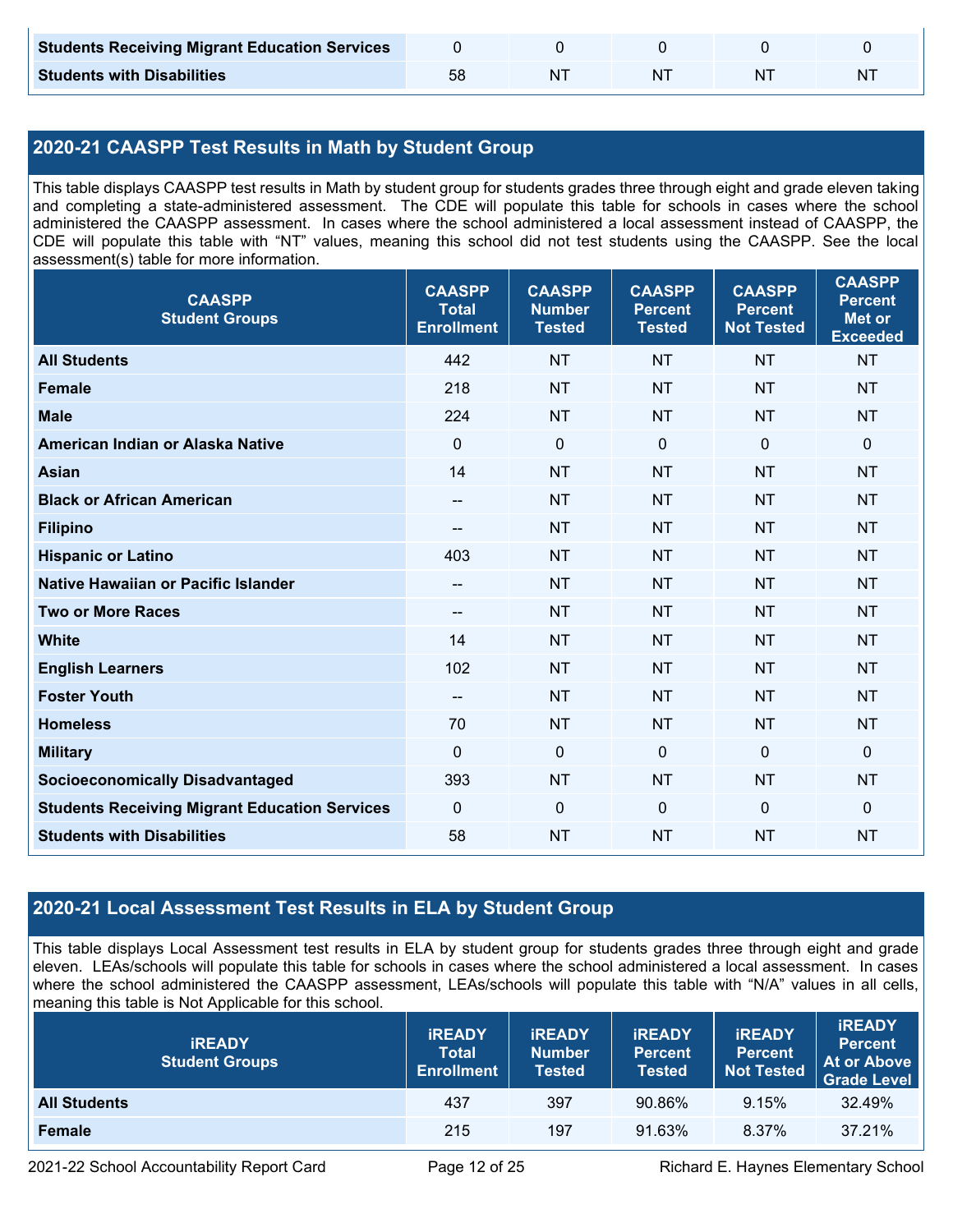| Students Receiving Migrant Education Services | 0 | 0 | 0 | 0 | 0 |
|---|---|---|---|---|---|
| Students with Disabilities | 58 | NT | NT | NT | NT |

## 2020-21 CAASPP Test Results in Math by Student Group

This table displays CAASPP test results in Math by student group for students grades three through eight and grade eleven taking and completing a state-administered assessment. The CDE will populate this table for schools in cases where the school administered the CAASPP assessment. In cases where the school administered a local assessment instead of CAASPP, the CDE will populate this table with "NT" values, meaning this school did not test students using the CAASPP. See the local assessment(s) table for more information.

| CAASPP Student Groups | CAASPP Total Enrollment | CAASPP Number Tested | CAASPP Percent Tested | CAASPP Percent Not Tested | CAASPP Percent Met or Exceeded |
|---|---|---|---|---|---|
| All Students | 442 | NT | NT | NT | NT |
| Female | 218 | NT | NT | NT | NT |
| Male | 224 | NT | NT | NT | NT |
| American Indian or Alaska Native | 0 | 0 | 0 | 0 | 0 |
| Asian | 14 | NT | NT | NT | NT |
| Black or African American | -- | NT | NT | NT | NT |
| Filipino | -- | NT | NT | NT | NT |
| Hispanic or Latino | 403 | NT | NT | NT | NT |
| Native Hawaiian or Pacific Islander | -- | NT | NT | NT | NT |
| Two or More Races | -- | NT | NT | NT | NT |
| White | 14 | NT | NT | NT | NT |
| English Learners | 102 | NT | NT | NT | NT |
| Foster Youth | -- | NT | NT | NT | NT |
| Homeless | 70 | NT | NT | NT | NT |
| Military | 0 | 0 | 0 | 0 | 0 |
| Socioeconomically Disadvantaged | 393 | NT | NT | NT | NT |
| Students Receiving Migrant Education Services | 0 | 0 | 0 | 0 | 0 |
| Students with Disabilities | 58 | NT | NT | NT | NT |

## 2020-21 Local Assessment Test Results in ELA by Student Group

This table displays Local Assessment test results in ELA by student group for students grades three through eight and grade eleven. LEAs/schools will populate this table for schools in cases where the school administered a local assessment. In cases where the school administered the CAASPP assessment, LEAs/schools will populate this table with "N/A" values in all cells, meaning this table is Not Applicable for this school.

| iREADY Student Groups | iREADY Total Enrollment | iREADY Number Tested | iREADY Percent Tested | iREADY Percent Not Tested | iREADY Percent At or Above Grade Level |
|---|---|---|---|---|---|
| All Students | 437 | 397 | 90.86% | 9.15% | 32.49% |
| Female | 215 | 197 | 91.63% | 8.37% | 37.21% |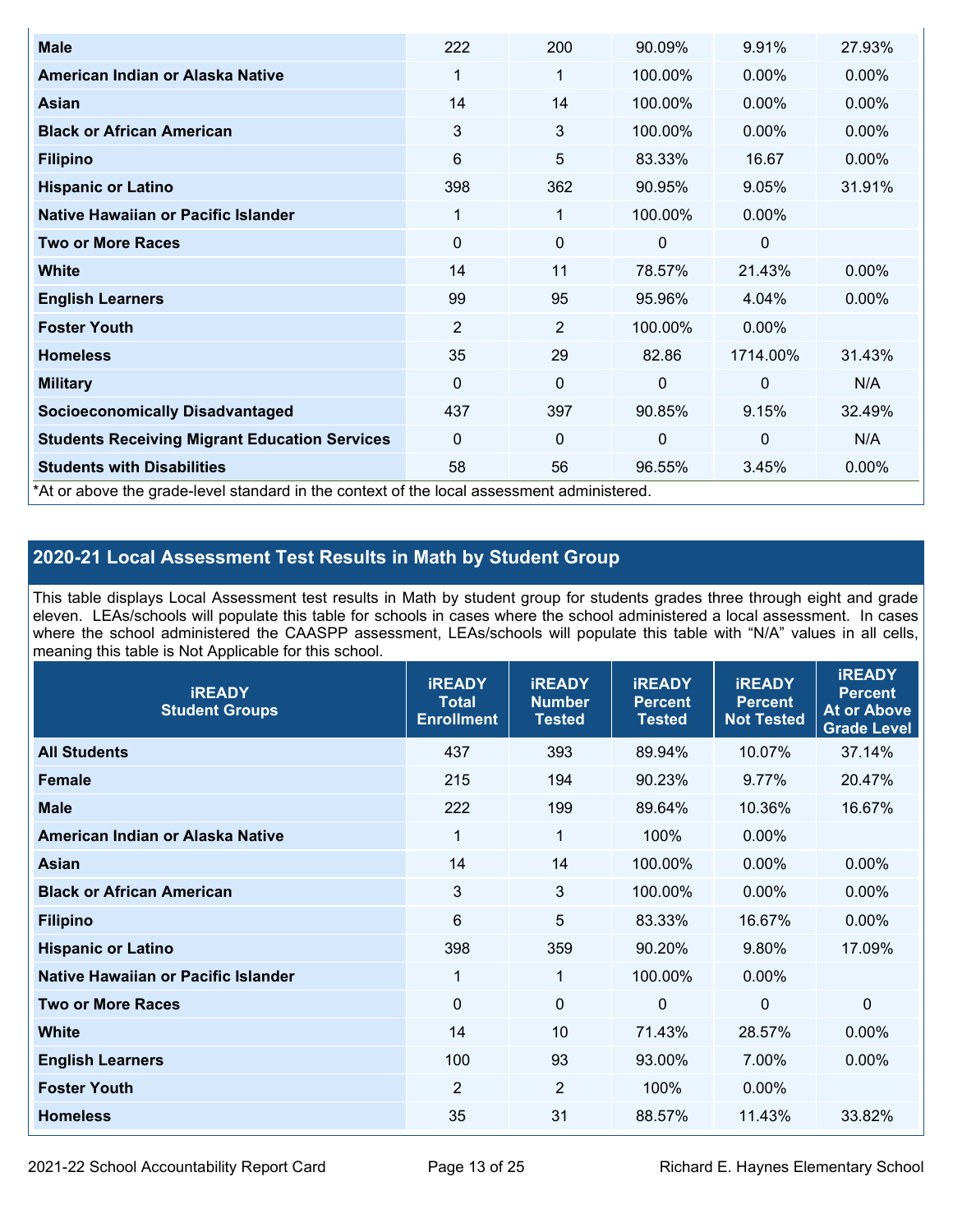| | | | | | |
|---|---|---|---|---|---|
| **Male** | 222 | 200 | 90.09% | 9.91% | 27.93% |
| **American Indian or Alaska Native** | 1 | 1 | 100.00% | 0.00% | 0.00% |
| **Asian** | 14 | 14 | 100.00% | 0.00% | 0.00% |
| **Black or African American** | 3 | 3 | 100.00% | 0.00% | 0.00% |
| **Filipino** | 6 | 5 | 83.33% | 16.67 | 0.00% |
| **Hispanic or Latino** | 398 | 362 | 90.95% | 9.05% | 31.91% |
| **Native Hawaiian or Pacific Islander** | 1 | 1 | 100.00% | 0.00% | |
| **Two or More Races** | 0 | 0 | 0 | 0 | |
| **White** | 14 | 11 | 78.57% | 21.43% | 0.00% |
| **English Learners** | 99 | 95 | 95.96% | 4.04% | 0.00% |
| **Foster Youth** | 2 | 2 | 100.00% | 0.00% | |
| **Homeless** | 35 | 29 | 82.86 | 1714.00% | 31.43% |
| **Military** | 0 | 0 | 0 | 0 | N/A |
| **Socioeconomically Disadvantaged** | 437 | 397 | 90.85% | 9.15% | 32.49% |
| **Students Receiving Migrant Education Services** | 0 | 0 | 0 | 0 | N/A |
| **Students with Disabilities** | 58 | 56 | 96.55% | 3.45% | 0.00% |

*At or above the grade-level standard in the context of the local assessment administered.

## 2020-21 Local Assessment Test Results in Math by Student Group

This table displays Local Assessment test results in Math by student group for students grades three through eight and grade eleven. LEAs/schools will populate this table for schools in cases where the school administered a local assessment. In cases where the school administered the CAASPP assessment, LEAs/schools will populate this table with "N/A" values in all cells, meaning this table is Not Applicable for this school.

| iREADY Student Groups | iREADY Total Enrollment | iREADY Number Tested | iREADY Percent Tested | iREADY Percent Not Tested | iREADY Percent At or Above Grade Level |
|---|---|---|---|---|---|
| **All Students** | 437 | 393 | 89.94% | 10.07% | 37.14% |
| **Female** | 215 | 194 | 90.23% | 9.77% | 20.47% |
| **Male** | 222 | 199 | 89.64% | 10.36% | 16.67% |
| **American Indian or Alaska Native** | 1 | 1 | 100% | 0.00% | |
| **Asian** | 14 | 14 | 100.00% | 0.00% | 0.00% |
| **Black or African American** | 3 | 3 | 100.00% | 0.00% | 0.00% |
| **Filipino** | 6 | 5 | 83.33% | 16.67% | 0.00% |
| **Hispanic or Latino** | 398 | 359 | 90.20% | 9.80% | 17.09% |
| **Native Hawaiian or Pacific Islander** | 1 | 1 | 100.00% | 0.00% | |
| **Two or More Races** | 0 | 0 | 0 | 0 | 0 |
| **White** | 14 | 10 | 71.43% | 28.57% | 0.00% |
| **English Learners** | 100 | 93 | 93.00% | 7.00% | 0.00% |
| **Foster Youth** | 2 | 2 | 100% | 0.00% | |
| **Homeless** | 35 | 31 | 88.57% | 11.43% | 33.82% |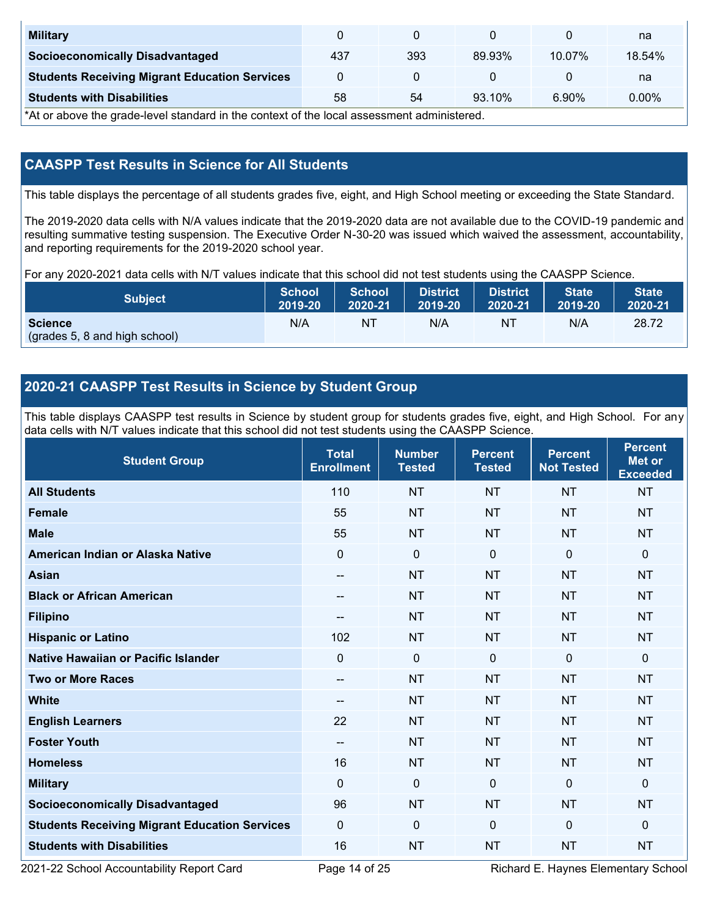| Military | 0 | 0 | 0 | 0 | na |
|---|---|---|---|---|---|
| Socioeconomically Disadvantaged | 437 | 393 | 89.93% | 10.07% | 18.54% |
| Students Receiving Migrant Education Services | 0 | 0 | 0 | 0 | na |
| Students with Disabilities | 58 | 54 | 93.10% | 6.90% | 0.00% |

*At or above the grade-level standard in the context of the local assessment administered.

## CAASPP Test Results in Science for All Students

This table displays the percentage of all students grades five, eight, and High School meeting or exceeding the State Standard.

The 2019-2020 data cells with N/A values indicate that the 2019-2020 data are not available due to the COVID-19 pandemic and resulting summative testing suspension. The Executive Order N-30-20 was issued which waived the assessment, accountability, and reporting requirements for the 2019-2020 school year.

For any 2020-2021 data cells with N/T values indicate that this school did not test students using the CAASPP Science.

| Subject | School 2019-20 | School 2020-21 | District 2019-20 | District 2020-21 | State 2019-20 | State 2020-21 |
|---|---|---|---|---|---|---|
| **Science** (grades 5, 8 and high school) | N/A | NT | N/A | NT | N/A | 28.72 |

## 2020-21 CAASPP Test Results in Science by Student Group

This table displays CAASPP test results in Science by student group for students grades five, eight, and High School. For any data cells with N/T values indicate that this school did not test students using the CAASPP Science.

| Student Group | Total Enrollment | Number Tested | Percent Tested | Percent Not Tested | Percent Met or Exceeded |
|---|---|---|---|---|---|
| All Students | 110 | NT | NT | NT | NT |
| Female | 55 | NT | NT | NT | NT |
| Male | 55 | NT | NT | NT | NT |
| American Indian or Alaska Native | 0 | 0 | 0 | 0 | 0 |
| Asian | -- | NT | NT | NT | NT |
| Black or African American | -- | NT | NT | NT | NT |
| Filipino | -- | NT | NT | NT | NT |
| Hispanic or Latino | 102 | NT | NT | NT | NT |
| Native Hawaiian or Pacific Islander | 0 | 0 | 0 | 0 | 0 |
| Two or More Races | -- | NT | NT | NT | NT |
| White | -- | NT | NT | NT | NT |
| English Learners | 22 | NT | NT | NT | NT |
| Foster Youth | -- | NT | NT | NT | NT |
| Homeless | 16 | NT | NT | NT | NT |
| Military | 0 | 0 | 0 | 0 | 0 |
| Socioeconomically Disadvantaged | 96 | NT | NT | NT | NT |
| Students Receiving Migrant Education Services | 0 | 0 | 0 | 0 | 0 |
| Students with Disabilities | 16 | NT | NT | NT | NT |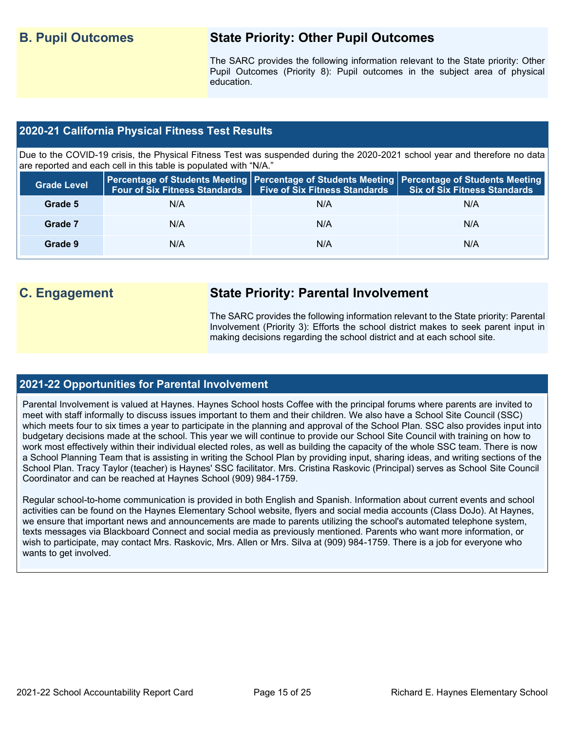## B. Pupil Outcomes

### State Priority: Other Pupil Outcomes

The SARC provides the following information relevant to the State priority: Other Pupil Outcomes (Priority 8): Pupil outcomes in the subject area of physical education.

### 2020-21 California Physical Fitness Test Results

Due to the COVID-19 crisis, the Physical Fitness Test was suspended during the 2020-2021 school year and therefore no data are reported and each cell in this table is populated with "N/A."

| Grade Level | Percentage of Students Meeting Four of Six Fitness Standards | Percentage of Students Meeting Five of Six Fitness Standards | Percentage of Students Meeting Six of Six Fitness Standards |
|---|---|---|---|
| Grade 5 | N/A | N/A | N/A |
| Grade 7 | N/A | N/A | N/A |
| Grade 9 | N/A | N/A | N/A |

## C. Engagement

### State Priority: Parental Involvement

The SARC provides the following information relevant to the State priority: Parental Involvement (Priority 3): Efforts the school district makes to seek parent input in making decisions regarding the school district and at each school site.

### 2021-22 Opportunities for Parental Involvement

Parental Involvement is valued at Haynes. Haynes School hosts Coffee with the principal forums where parents are invited to meet with staff informally to discuss issues important to them and their children. We also have a School Site Council (SSC) which meets four to six times a year to participate in the planning and approval of the School Plan. SSC also provides input into budgetary decisions made at the school. This year we will continue to provide our School Site Council with training on how to work most effectively within their individual elected roles, as well as building the capacity of the whole SSC team. There is now a School Planning Team that is assisting in writing the School Plan by providing input, sharing ideas, and writing sections of the School Plan. Tracy Taylor (teacher) is Haynes' SSC facilitator. Mrs. Cristina Raskovic (Principal) serves as School Site Council Coordinator and can be reached at Haynes School (909) 984-1759.

Regular school-to-home communication is provided in both English and Spanish. Information about current events and school activities can be found on the Haynes Elementary School website, flyers and social media accounts (Class DoJo). At Haynes, we ensure that important news and announcements are made to parents utilizing the school's automated telephone system, texts messages via Blackboard Connect and social media as previously mentioned. Parents who want more information, or wish to participate, may contact Mrs. Raskovic, Mrs. Allen or Mrs. Silva at (909) 984-1759. There is a job for everyone who wants to get involved.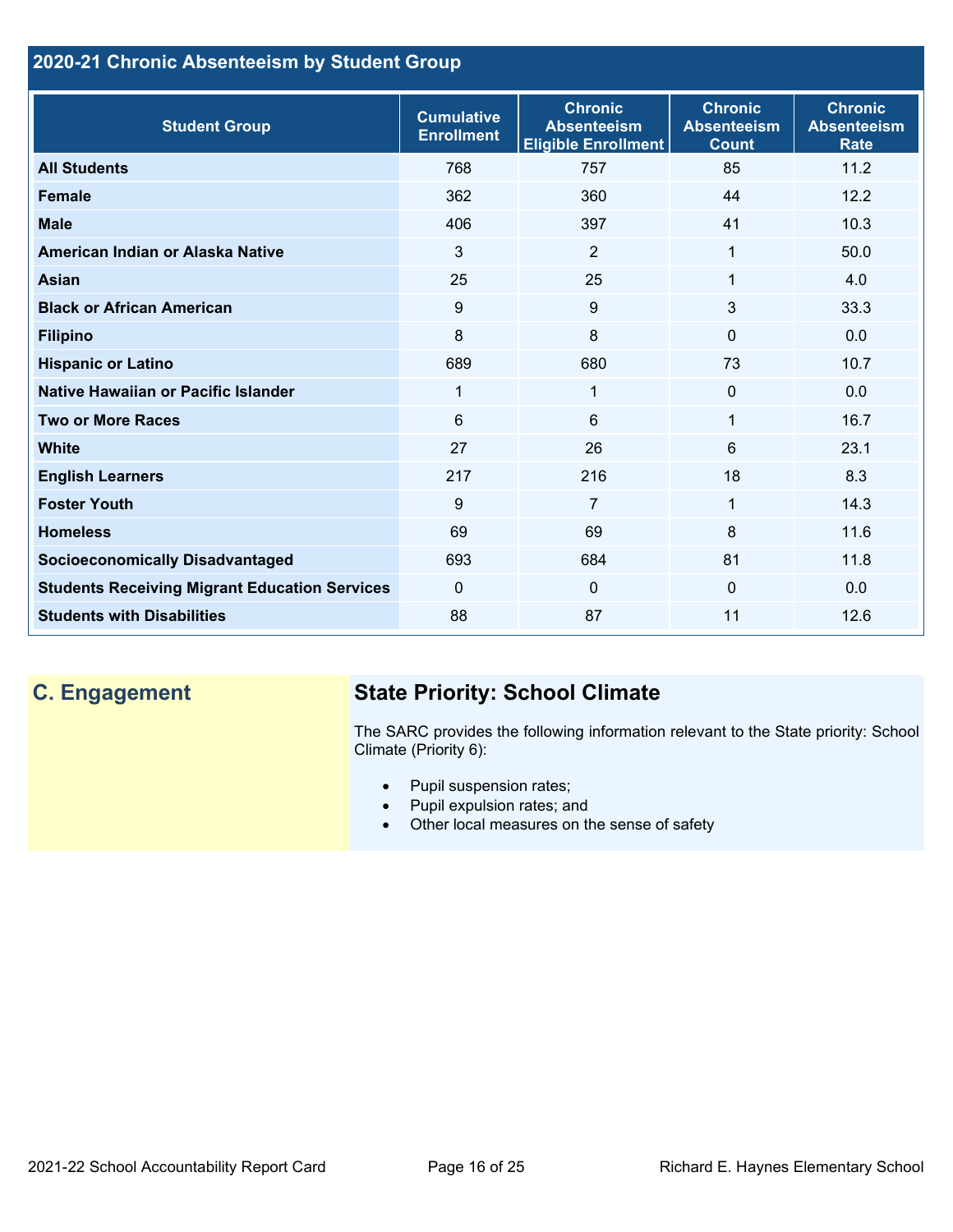## 2020-21 Chronic Absenteeism by Student Group

| Student Group | Cumulative Enrollment | Chronic Absenteeism Eligible Enrollment | Chronic Absenteeism Count | Chronic Absenteeism Rate |
|---|---|---|---|---|
| **All Students** | 768 | 757 | 85 | 11.2 |
| **Female** | 362 | 360 | 44 | 12.2 |
| **Male** | 406 | 397 | 41 | 10.3 |
| **American Indian or Alaska Native** | 3 | 2 | 1 | 50.0 |
| **Asian** | 25 | 25 | 1 | 4.0 |
| **Black or African American** | 9 | 9 | 3 | 33.3 |
| **Filipino** | 8 | 8 | 0 | 0.0 |
| **Hispanic or Latino** | 689 | 680 | 73 | 10.7 |
| **Native Hawaiian or Pacific Islander** | 1 | 1 | 0 | 0.0 |
| **Two or More Races** | 6 | 6 | 1 | 16.7 |
| **White** | 27 | 26 | 6 | 23.1 |
| **English Learners** | 217 | 216 | 18 | 8.3 |
| **Foster Youth** | 9 | 7 | 1 | 14.3 |
| **Homeless** | 69 | 69 | 8 | 11.6 |
| **Socioeconomically Disadvantaged** | 693 | 684 | 81 | 11.8 |
| **Students Receiving Migrant Education Services** | 0 | 0 | 0 | 0.0 |
| **Students with Disabilities** | 88 | 87 | 11 | 12.6 |

## C. Engagement

### State Priority: School Climate

The SARC provides the following information relevant to the State priority: School Climate (Priority 6):

- Pupil suspension rates;
- Pupil expulsion rates; and
- Other local measures on the sense of safety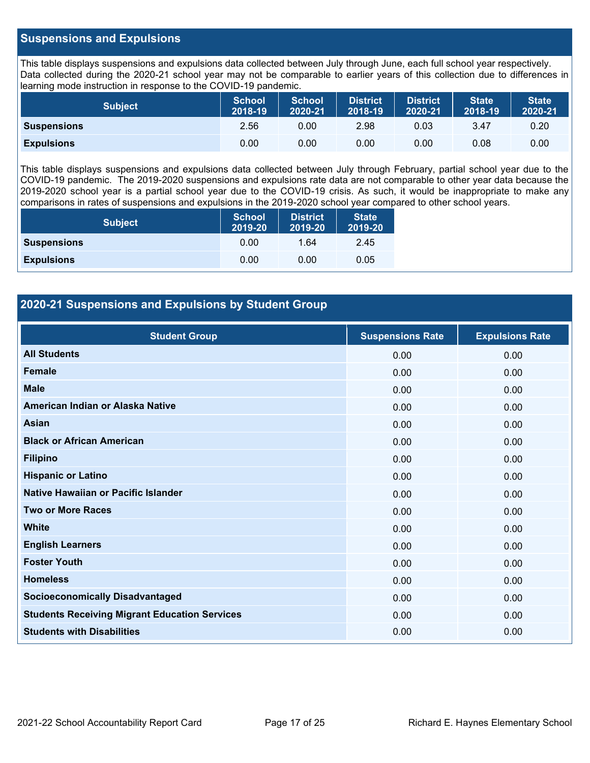## Suspensions and Expulsions

This table displays suspensions and expulsions data collected between July through June, each full school year respectively. Data collected during the 2020-21 school year may not be comparable to earlier years of this collection due to differences in learning mode instruction in response to the COVID-19 pandemic.

| Subject | School 2018-19 | School 2020-21 | District 2018-19 | District 2020-21 | State 2018-19 | State 2020-21 |
|---|---|---|---|---|---|---|
| **Suspensions** | 2.56 | 0.00 | 2.98 | 0.03 | 3.47 | 0.20 |
| **Expulsions** | 0.00 | 0.00 | 0.00 | 0.00 | 0.08 | 0.00 |

This table displays suspensions and expulsions data collected between July through February, partial school year due to the COVID-19 pandemic. The 2019-2020 suspensions and expulsions rate data are not comparable to other year data because the 2019-2020 school year is a partial school year due to the COVID-19 crisis. As such, it would be inappropriate to make any comparisons in rates of suspensions and expulsions in the 2019-2020 school year compared to other school years.

| Subject | School 2019-20 | District 2019-20 | State 2019-20 |
|---|---|---|---|
| **Suspensions** | 0.00 | 1.64 | 2.45 |
| **Expulsions** | 0.00 | 0.00 | 0.05 |

## 2020-21 Suspensions and Expulsions by Student Group

| Student Group | Suspensions Rate | Expulsions Rate |
|---|---|---|
| **All Students** | 0.00 | 0.00 |
| **Female** | 0.00 | 0.00 |
| **Male** | 0.00 | 0.00 |
| **American Indian or Alaska Native** | 0.00 | 0.00 |
| **Asian** | 0.00 | 0.00 |
| **Black or African American** | 0.00 | 0.00 |
| **Filipino** | 0.00 | 0.00 |
| **Hispanic or Latino** | 0.00 | 0.00 |
| **Native Hawaiian or Pacific Islander** | 0.00 | 0.00 |
| **Two or More Races** | 0.00 | 0.00 |
| **White** | 0.00 | 0.00 |
| **English Learners** | 0.00 | 0.00 |
| **Foster Youth** | 0.00 | 0.00 |
| **Homeless** | 0.00 | 0.00 |
| **Socioeconomically Disadvantaged** | 0.00 | 0.00 |
| **Students Receiving Migrant Education Services** | 0.00 | 0.00 |
| **Students with Disabilities** | 0.00 | 0.00 |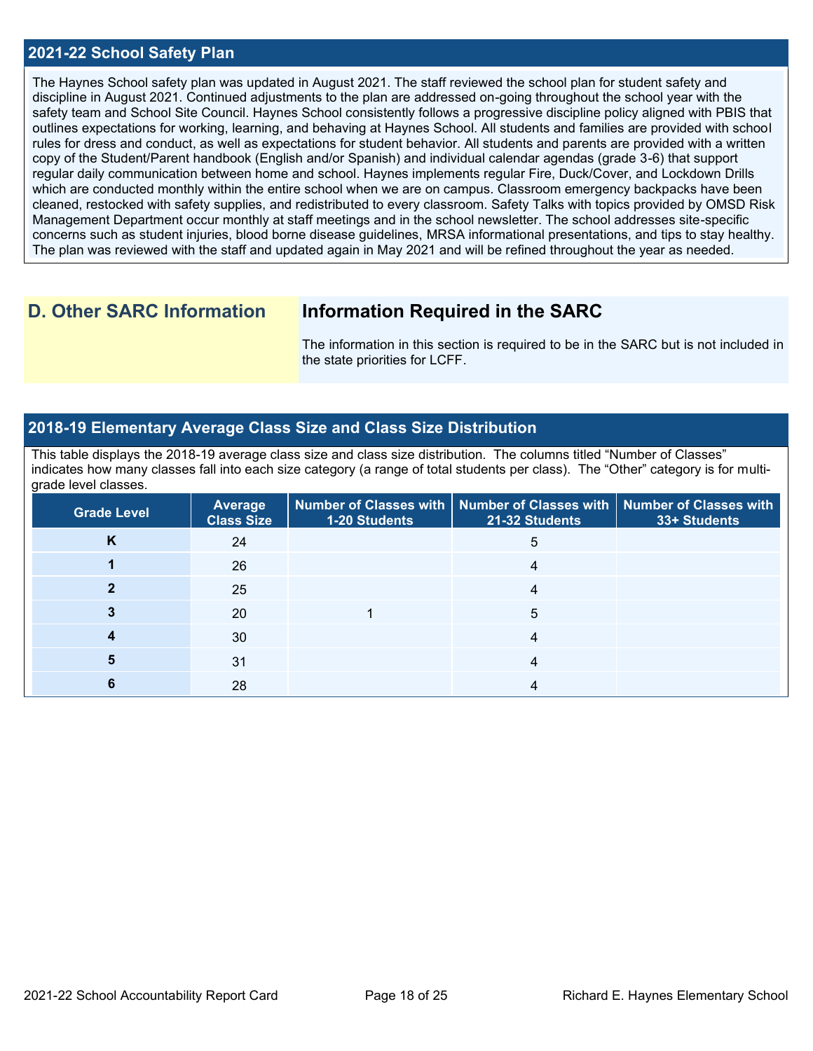## 2021-22 School Safety Plan

The Haynes School safety plan was updated in August 2021. The staff reviewed the school plan for student safety and discipline in August 2021. Continued adjustments to the plan are addressed on-going throughout the school year with the safety team and School Site Council. Haynes School consistently follows a progressive discipline policy aligned with PBIS that outlines expectations for working, learning, and behaving at Haynes School. All students and families are provided with school rules for dress and conduct, as well as expectations for student behavior. All students and parents are provided with a written copy of the Student/Parent handbook (English and/or Spanish) and individual calendar agendas (grade 3-6) that support regular daily communication between home and school. Haynes implements regular Fire, Duck/Cover, and Lockdown Drills which are conducted monthly within the entire school when we are on campus. Classroom emergency backpacks have been cleaned, restocked with safety supplies, and redistributed to every classroom. Safety Talks with topics provided by OMSD Risk Management Department occur monthly at staff meetings and in the school newsletter. The school addresses site-specific concerns such as student injuries, blood borne disease guidelines, MRSA informational presentations, and tips to stay healthy. The plan was reviewed with the staff and updated again in May 2021 and will be refined throughout the year as needed.

## D. Other SARC Information

### Information Required in the SARC

The information in this section is required to be in the SARC but is not included in the state priorities for LCFF.

## 2018-19 Elementary Average Class Size and Class Size Distribution

This table displays the 2018-19 average class size and class size distribution. The columns titled "Number of Classes" indicates how many classes fall into each size category (a range of total students per class). The "Other" category is for multi-grade level classes.

| Grade Level | Average Class Size | Number of Classes with 1-20 Students | Number of Classes with 21-32 Students | Number of Classes with 33+ Students |
|---|---|---|---|---|
| K | 24 | | 5 | |
| 1 | 26 | | 4 | |
| 2 | 25 | | 4 | |
| 3 | 20 | 1 | 5 | |
| 4 | 30 | | 4 | |
| 5 | 31 | | 4 | |
| 6 | 28 | | 4 | |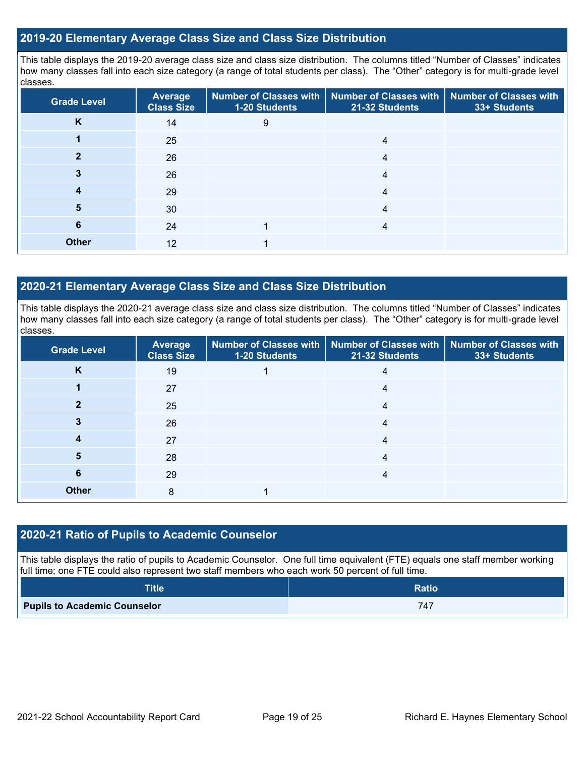## 2019-20 Elementary Average Class Size and Class Size Distribution

This table displays the 2019-20 average class size and class size distribution. The columns titled "Number of Classes" indicates how many classes fall into each size category (a range of total students per class). The "Other" category is for multi-grade level classes.

| Grade Level | Average Class Size | Number of Classes with 1-20 Students | Number of Classes with 21-32 Students | Number of Classes with 33+ Students |
|---|---|---|---|---|
| **K** | 14 | 9 | | |
| **1** | 25 | | 4 | |
| **2** | 26 | | 4 | |
| **3** | 26 | | 4 | |
| **4** | 29 | | 4 | |
| **5** | 30 | | 4 | |
| **6** | 24 | 1 | 4 | |
| **Other** | 12 | 1 | | |

## 2020-21 Elementary Average Class Size and Class Size Distribution

This table displays the 2020-21 average class size and class size distribution. The columns titled "Number of Classes" indicates how many classes fall into each size category (a range of total students per class). The "Other" category is for multi-grade level classes.

| Grade Level | Average Class Size | Number of Classes with 1-20 Students | Number of Classes with 21-32 Students | Number of Classes with 33+ Students |
|---|---|---|---|---|
| **K** | 19 | 1 | 4 | |
| **1** | 27 | | 4 | |
| **2** | 25 | | 4 | |
| **3** | 26 | | 4 | |
| **4** | 27 | | 4 | |
| **5** | 28 | | 4 | |
| **6** | 29 | | 4 | |
| **Other** | 8 | 1 | | |

## 2020-21 Ratio of Pupils to Academic Counselor

This table displays the ratio of pupils to Academic Counselor. One full time equivalent (FTE) equals one staff member working full time; one FTE could also represent two staff members who each work 50 percent of full time.

| Title | Ratio |
|---|---|
| **Pupils to Academic Counselor** | 747 |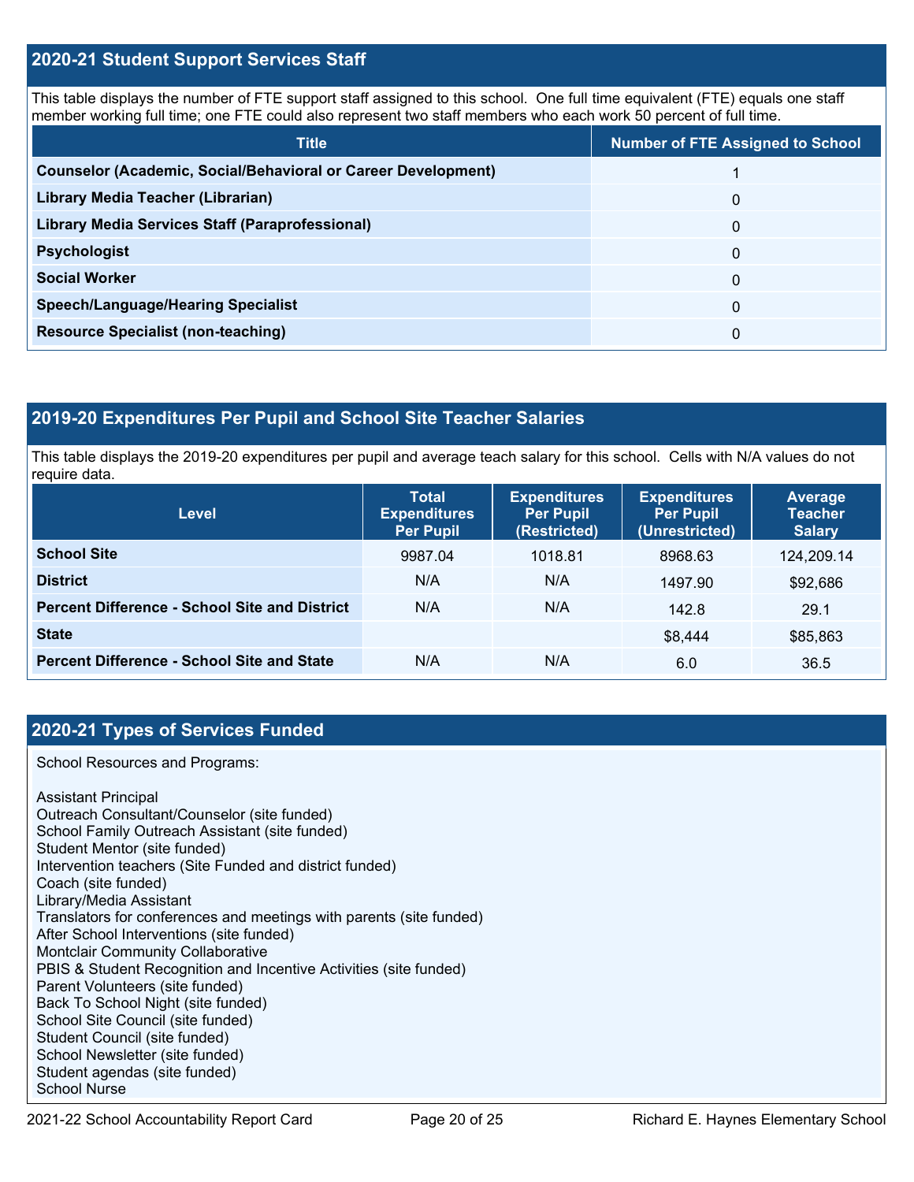## 2020-21 Student Support Services Staff

This table displays the number of FTE support staff assigned to this school. One full time equivalent (FTE) equals one staff member working full time; one FTE could also represent two staff members who each work 50 percent of full time.

| Title | Number of FTE Assigned to School |
|---|---|
| **Counselor (Academic, Social/Behavioral or Career Development)** | 1 |
| **Library Media Teacher (Librarian)** | 0 |
| **Library Media Services Staff (Paraprofessional)** | 0 |
| **Psychologist** | 0 |
| **Social Worker** | 0 |
| **Speech/Language/Hearing Specialist** | 0 |
| **Resource Specialist (non-teaching)** | 0 |

## 2019-20 Expenditures Per Pupil and School Site Teacher Salaries

This table displays the 2019-20 expenditures per pupil and average teach salary for this school. Cells with N/A values do not require data.

| Level | Total Expenditures Per Pupil | Expenditures Per Pupil (Restricted) | Expenditures Per Pupil (Unrestricted) | Average Teacher Salary |
|---|---|---|---|---|
| **School Site** | 9987.04 | 1018.81 | 8968.63 | 124,209.14 |
| **District** | N/A | N/A | 1497.90 | $92,686 |
| **Percent Difference - School Site and District** | N/A | N/A | 142.8 | 29.1 |
| **State** | | | $8,444 | $85,863 |
| **Percent Difference - School Site and State** | N/A | N/A | 6.0 | 36.5 |

## 2020-21 Types of Services Funded

School Resources and Programs:

Assistant Principal
Outreach Consultant/Counselor (site funded)
School Family Outreach Assistant (site funded)
Student Mentor (site funded)
Intervention teachers (Site Funded and district funded)
Coach (site funded)
Library/Media Assistant
Translators for conferences and meetings with parents (site funded)
After School Interventions (site funded)
Montclair Community Collaborative
PBIS & Student Recognition and Incentive Activities (site funded)
Parent Volunteers (site funded)
Back To School Night (site funded)
School Site Council (site funded)
Student Council (site funded)
School Newsletter (site funded)
Student agendas (site funded)
School Nurse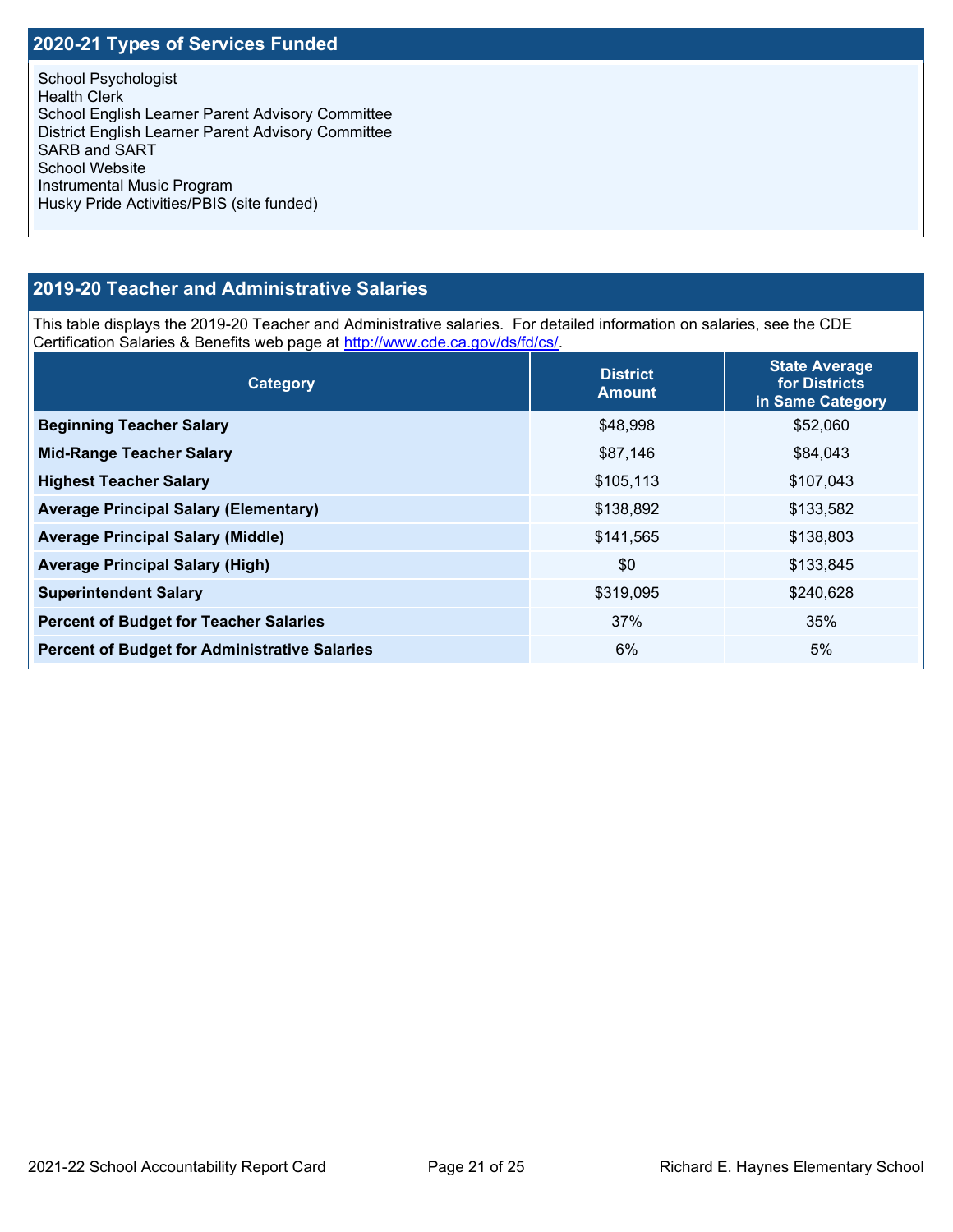## 2020-21 Types of Services Funded

School Psychologist
Health Clerk
School English Learner Parent Advisory Committee
District English Learner Parent Advisory Committee
SARB and SART
School Website
Instrumental Music Program
Husky Pride Activities/PBIS (site funded)

## 2019-20 Teacher and Administrative Salaries

This table displays the 2019-20 Teacher and Administrative salaries. For detailed information on salaries, see the CDE Certification Salaries & Benefits web page at http://www.cde.ca.gov/ds/fd/cs/.

| Category | District Amount | State Average for Districts in Same Category |
|---|---|---|
| **Beginning Teacher Salary** | $48,998 | $52,060 |
| **Mid-Range Teacher Salary** | $87,146 | $84,043 |
| **Highest Teacher Salary** | $105,113 | $107,043 |
| **Average Principal Salary (Elementary)** | $138,892 | $133,582 |
| **Average Principal Salary (Middle)** | $141,565 | $138,803 |
| **Average Principal Salary (High)** | $0 | $133,845 |
| **Superintendent Salary** | $319,095 | $240,628 |
| **Percent of Budget for Teacher Salaries** | 37% | 35% |
| **Percent of Budget for Administrative Salaries** | 6% | 5% |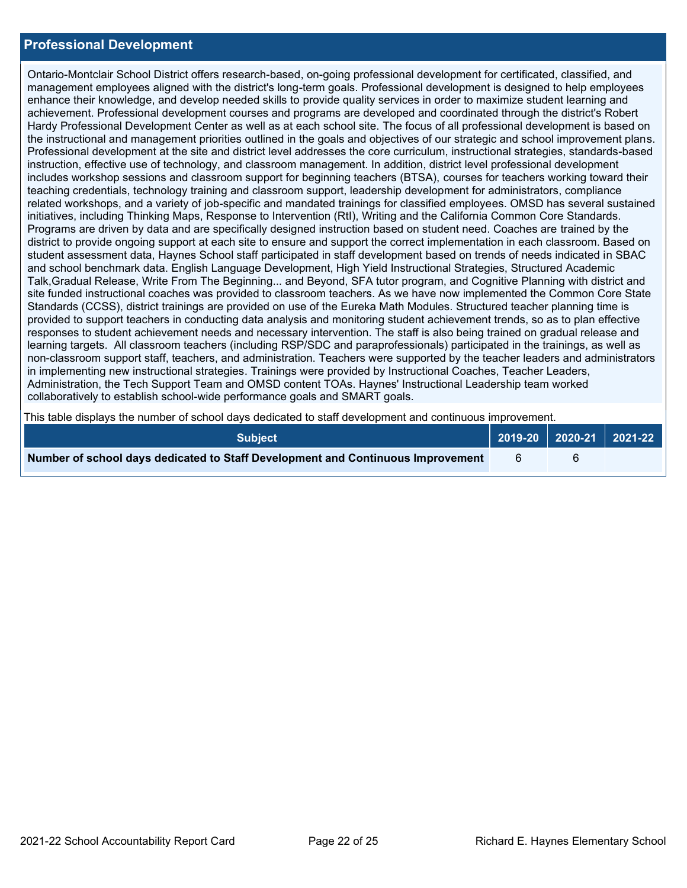## Professional Development

Ontario-Montclair School District offers research-based, on-going professional development for certificated, classified, and management employees aligned with the district's long-term goals. Professional development is designed to help employees enhance their knowledge, and develop needed skills to provide quality services in order to maximize student learning and achievement. Professional development courses and programs are developed and coordinated through the district's Robert Hardy Professional Development Center as well as at each school site. The focus of all professional development is based on the instructional and management priorities outlined in the goals and objectives of our strategic and school improvement plans. Professional development at the site and district level addresses the core curriculum, instructional strategies, standards-based instruction, effective use of technology, and classroom management. In addition, district level professional development includes workshop sessions and classroom support for beginning teachers (BTSA), courses for teachers working toward their teaching credentials, technology training and classroom support, leadership development for administrators, compliance related workshops, and a variety of job-specific and mandated trainings for classified employees. OMSD has several sustained initiatives, including Thinking Maps, Response to Intervention (RtI), Writing and the California Common Core Standards. Programs are driven by data and are specifically designed instruction based on student need. Coaches are trained by the district to provide ongoing support at each site to ensure and support the correct implementation in each classroom. Based on student assessment data, Haynes School staff participated in staff development based on trends of needs indicated in SBAC and school benchmark data. English Language Development, High Yield Instructional Strategies, Structured Academic Talk,Gradual Release, Write From The Beginning... and Beyond, SFA tutor program, and Cognitive Planning with district and site funded instructional coaches was provided to classroom teachers. As we have now implemented the Common Core State Standards (CCSS), district trainings are provided on use of the Eureka Math Modules. Structured teacher planning time is provided to support teachers in conducting data analysis and monitoring student achievement trends, so as to plan effective responses to student achievement needs and necessary intervention. The staff is also being trained on gradual release and learning targets. All classroom teachers (including RSP/SDC and paraprofessionals) participated in the trainings, as well as non-classroom support staff, teachers, and administration. Teachers were supported by the teacher leaders and administrators in implementing new instructional strategies. Trainings were provided by Instructional Coaches, Teacher Leaders, Administration, the Tech Support Team and OMSD content TOAs. Haynes' Instructional Leadership team worked collaboratively to establish school-wide performance goals and SMART goals.

This table displays the number of school days dedicated to staff development and continuous improvement.

| Subject | 2019-20 | 2020-21 | 2021-22 |
|---|---|---|---|
| **Number of school days dedicated to Staff Development and Continuous Improvement** | 6 | 6 | |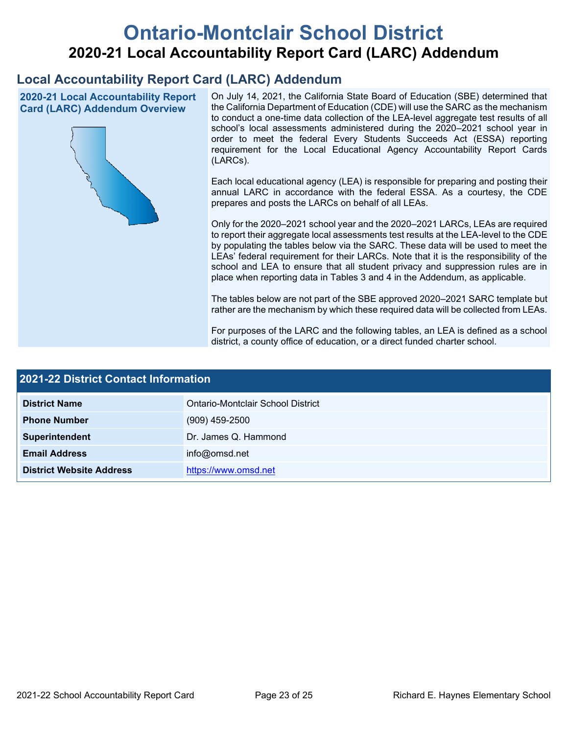# Ontario-Montclair School District

## 2020-21 Local Accountability Report Card (LARC) Addendum

## Local Accountability Report Card (LARC) Addendum

### 2020-21 Local Accountability Report Card (LARC) Addendum Overview

On July 14, 2021, the California State Board of Education (SBE) determined that the California Department of Education (CDE) will use the SARC as the mechanism to conduct a one-time data collection of the LEA-level aggregate test results of all school's local assessments administered during the 2020–2021 school year in order to meet the federal Every Students Succeeds Act (ESSA) reporting requirement for the Local Educational Agency Accountability Report Cards (LARCs).

Each local educational agency (LEA) is responsible for preparing and posting their annual LARC in accordance with the federal ESSA. As a courtesy, the CDE prepares and posts the LARCs on behalf of all LEAs.

Only for the 2020–2021 school year and the 2020–2021 LARCs, LEAs are required to report their aggregate local assessments test results at the LEA-level to the CDE by populating the tables below via the SARC. These data will be used to meet the LEAs' federal requirement for their LARCs. Note that it is the responsibility of the school and LEA to ensure that all student privacy and suppression rules are in place when reporting data in Tables 3 and 4 in the Addendum, as applicable.

The tables below are not part of the SBE approved 2020–2021 SARC template but rather are the mechanism by which these required data will be collected from LEAs.

For purposes of the LARC and the following tables, an LEA is defined as a school district, a county office of education, or a direct funded charter school.

### 2021-22 District Contact Information

| 2021-22 District Contact Information | |
|---|---|
| **District Name** | Ontario-Montclair School District |
| **Phone Number** | (909) 459-2500 |
| **Superintendent** | Dr. James Q. Hammond |
| **Email Address** | info@omsd.net |
| **District Website Address** | https://www.omsd.net |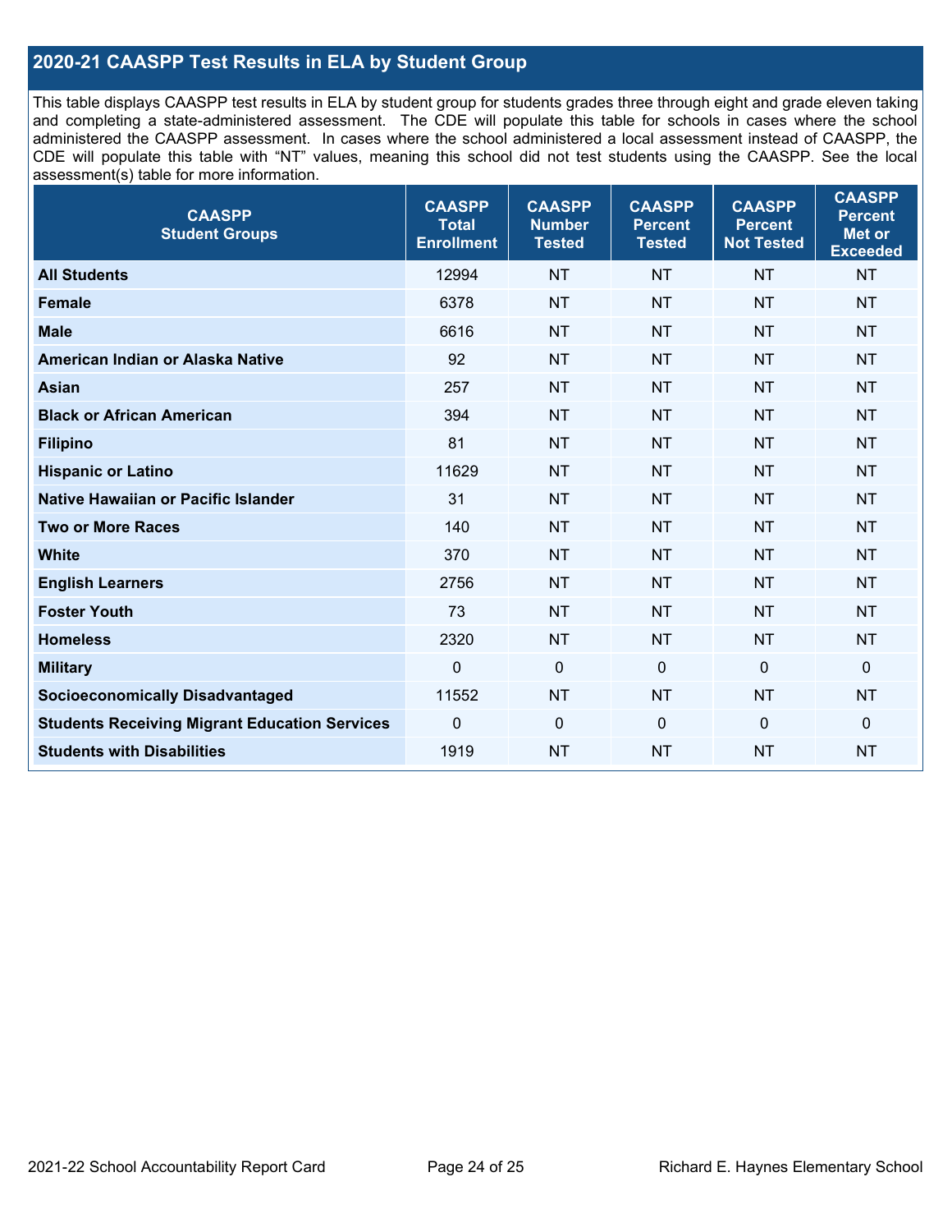## 2020-21 CAASPP Test Results in ELA by Student Group

This table displays CAASPP test results in ELA by student group for students grades three through eight and grade eleven taking and completing a state-administered assessment. The CDE will populate this table for schools in cases where the school administered the CAASPP assessment. In cases where the school administered a local assessment instead of CAASPP, the CDE will populate this table with "NT" values, meaning this school did not test students using the CAASPP. See the local assessment(s) table for more information.

| CAASPP Student Groups | CAASPP Total Enrollment | CAASPP Number Tested | CAASPP Percent Tested | CAASPP Percent Not Tested | CAASPP Percent Met or Exceeded |
|---|---|---|---|---|---|
| **All Students** | 12994 | NT | NT | NT | NT |
| **Female** | 6378 | NT | NT | NT | NT |
| **Male** | 6616 | NT | NT | NT | NT |
| **American Indian or Alaska Native** | 92 | NT | NT | NT | NT |
| **Asian** | 257 | NT | NT | NT | NT |
| **Black or African American** | 394 | NT | NT | NT | NT |
| **Filipino** | 81 | NT | NT | NT | NT |
| **Hispanic or Latino** | 11629 | NT | NT | NT | NT |
| **Native Hawaiian or Pacific Islander** | 31 | NT | NT | NT | NT |
| **Two or More Races** | 140 | NT | NT | NT | NT |
| **White** | 370 | NT | NT | NT | NT |
| **English Learners** | 2756 | NT | NT | NT | NT |
| **Foster Youth** | 73 | NT | NT | NT | NT |
| **Homeless** | 2320 | NT | NT | NT | NT |
| **Military** | 0 | 0 | 0 | 0 | 0 |
| **Socioeconomically Disadvantaged** | 11552 | NT | NT | NT | NT |
| **Students Receiving Migrant Education Services** | 0 | 0 | 0 | 0 | 0 |
| **Students with Disabilities** | 1919 | NT | NT | NT | NT |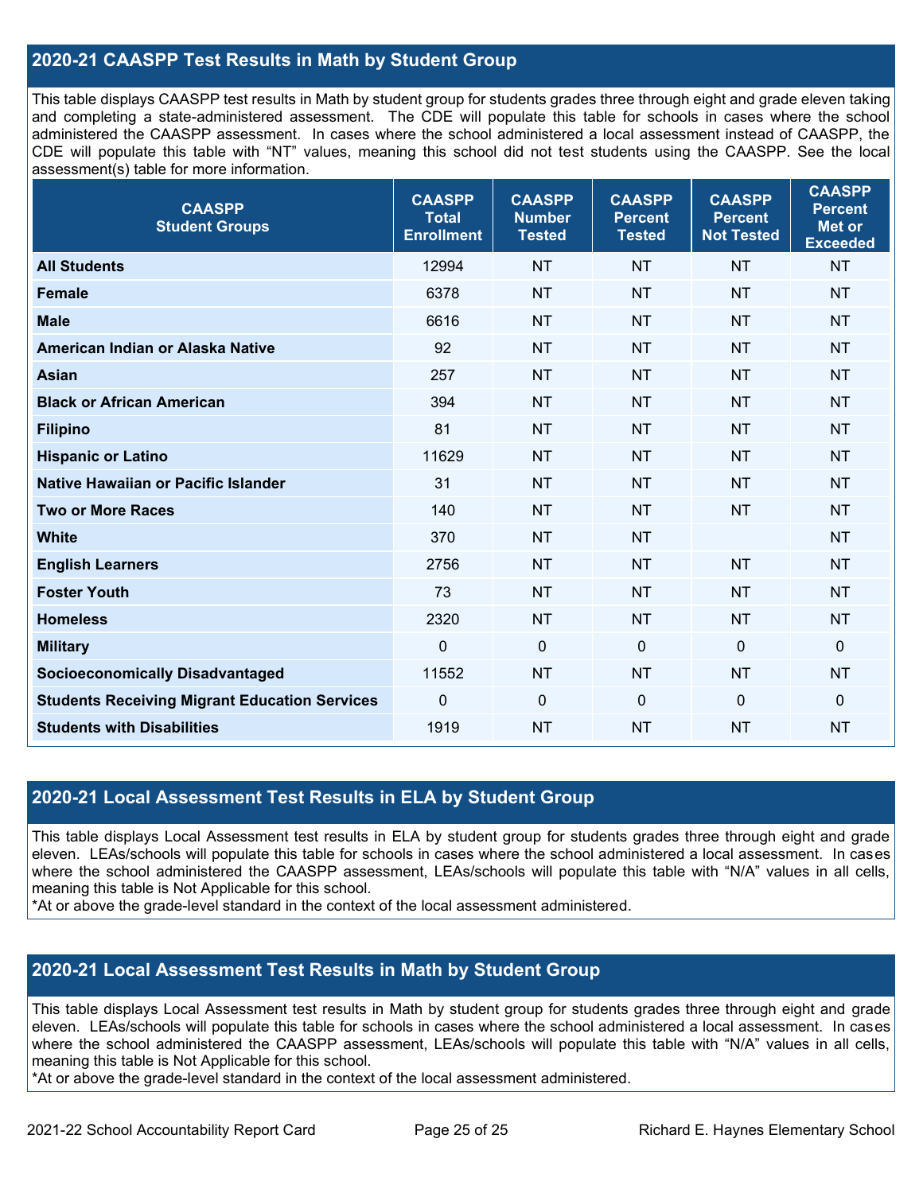## 2020-21 CAASPP Test Results in Math by Student Group

This table displays CAASPP test results in Math by student group for students grades three through eight and grade eleven taking and completing a state-administered assessment. The CDE will populate this table for schools in cases where the school administered the CAASPP assessment. In cases where the school administered a local assessment instead of CAASPP, the CDE will populate this table with "NT" values, meaning this school did not test students using the CAASPP. See the local assessment(s) table for more information.

| CAASPP Student Groups | CAASPP Total Enrollment | CAASPP Number Tested | CAASPP Percent Tested | CAASPP Percent Not Tested | CAASPP Percent Met or Exceeded |
|---|---|---|---|---|---|
| **All Students** | 12994 | NT | NT | NT | NT |
| **Female** | 6378 | NT | NT | NT | NT |
| **Male** | 6616 | NT | NT | NT | NT |
| **American Indian or Alaska Native** | 92 | NT | NT | NT | NT |
| **Asian** | 257 | NT | NT | NT | NT |
| **Black or African American** | 394 | NT | NT | NT | NT |
| **Filipino** | 81 | NT | NT | NT | NT |
| **Hispanic or Latino** | 11629 | NT | NT | NT | NT |
| **Native Hawaiian or Pacific Islander** | 31 | NT | NT | NT | NT |
| **Two or More Races** | 140 | NT | NT | NT | NT |
| **White** | 370 | NT | NT | | NT |
| **English Learners** | 2756 | NT | NT | NT | NT |
| **Foster Youth** | 73 | NT | NT | NT | NT |
| **Homeless** | 2320 | NT | NT | NT | NT |
| **Military** | 0 | 0 | 0 | 0 | 0 |
| **Socioeconomically Disadvantaged** | 11552 | NT | NT | NT | NT |
| **Students Receiving Migrant Education Services** | 0 | 0 | 0 | 0 | 0 |
| **Students with Disabilities** | 1919 | NT | NT | NT | NT |

## 2020-21 Local Assessment Test Results in ELA by Student Group

This table displays Local Assessment test results in ELA by student group for students grades three through eight and grade eleven. LEAs/schools will populate this table for schools in cases where the school administered a local assessment. In cases where the school administered the CAASPP assessment, LEAs/schools will populate this table with "N/A" values in all cells, meaning this table is Not Applicable for this school.

*At or above the grade-level standard in the context of the local assessment administered.

## 2020-21 Local Assessment Test Results in Math by Student Group

This table displays Local Assessment test results in Math by student group for students grades three through eight and grade eleven. LEAs/schools will populate this table for schools in cases where the school administered a local assessment. In cases where the school administered the CAASPP assessment, LEAs/schools will populate this table with "N/A" values in all cells, meaning this table is Not Applicable for this school.

*At or above the grade-level standard in the context of the local assessment administered.